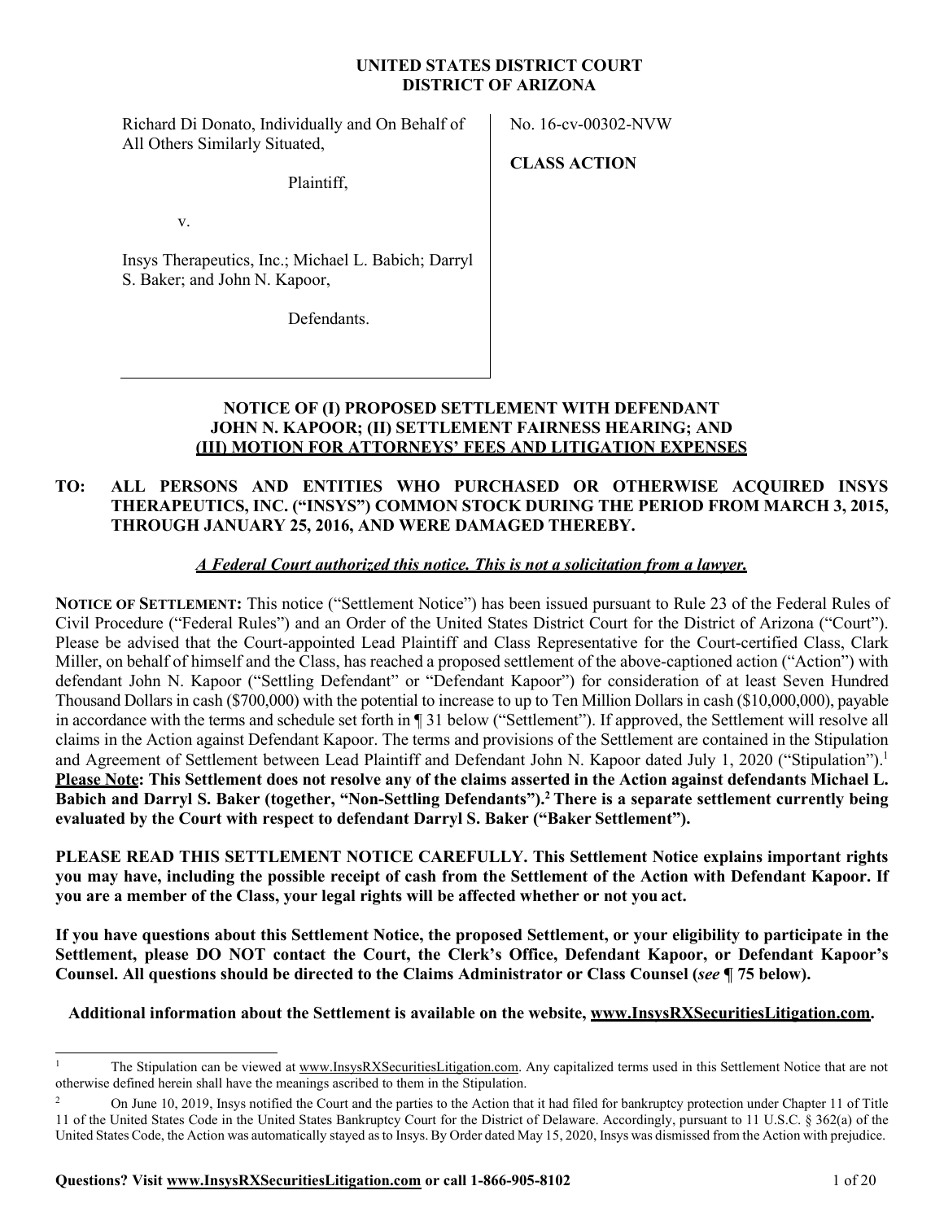**UNITED STATES DISTRICT COURT**
**DISTRICT OF ARIZONA**

| | |
|---|---|
| Richard Di Donato, Individually and On Behalf of All Others Similarly Situated,<br><br>Plaintiff,<br><br>v.<br><br>Insys Therapeutics, Inc.; Michael L. Babich; Darryl S. Baker; and John N. Kapoor,<br><br>Defendants. | No. 16-cv-00302-NVW<br><br>**CLASS ACTION** |

## NOTICE OF (I) PROPOSED SETTLEMENT WITH DEFENDANT JOHN N. KAPOOR; (II) SETTLEMENT FAIRNESS HEARING; AND (III) MOTION FOR ATTORNEYS' FEES AND LITIGATION EXPENSES

**TO: ALL PERSONS AND ENTITIES WHO PURCHASED OR OTHERWISE ACQUIRED INSYS THERAPEUTICS, INC. ("INSYS") COMMON STOCK DURING THE PERIOD FROM MARCH 3, 2015, THROUGH JANUARY 25, 2016, AND WERE DAMAGED THEREBY.**

***A Federal Court authorized this notice. This is not a solicitation from a lawyer.***

**NOTICE OF SETTLEMENT:** This notice ("Settlement Notice") has been issued pursuant to Rule 23 of the Federal Rules of Civil Procedure ("Federal Rules") and an Order of the United States District Court for the District of Arizona ("Court"). Please be advised that the Court-appointed Lead Plaintiff and Class Representative for the Court-certified Class, Clark Miller, on behalf of himself and the Class, has reached a proposed settlement of the above-captioned action ("Action") with defendant John N. Kapoor ("Settling Defendant" or "Defendant Kapoor") for consideration of at least Seven Hundred Thousand Dollars in cash ($700,000) with the potential to increase to up to Ten Million Dollars in cash ($10,000,000), payable in accordance with the terms and schedule set forth in ¶ 31 below ("Settlement"). If approved, the Settlement will resolve all claims in the Action against Defendant Kapoor. The terms and provisions of the Settlement are contained in the Stipulation and Agreement of Settlement between Lead Plaintiff and Defendant John N. Kapoor dated July 1, 2020 ("Stipulation").[1] **Please Note: This Settlement does not resolve any of the claims asserted in the Action against defendants Michael L. Babich and Darryl S. Baker (together, "Non-Settling Defendants").[2] There is a separate settlement currently being evaluated by the Court with respect to defendant Darryl S. Baker ("Baker Settlement").**

**PLEASE READ THIS SETTLEMENT NOTICE CAREFULLY. This Settlement Notice explains important rights you may have, including the possible receipt of cash from the Settlement of the Action with Defendant Kapoor. If you are a member of the Class, your legal rights will be affected whether or not you act.**

**If you have questions about this Settlement Notice, the proposed Settlement, or your eligibility to participate in the Settlement, please DO NOT contact the Court, the Clerk's Office, Defendant Kapoor, or Defendant Kapoor's Counsel. All questions should be directed to the Claims Administrator or Class Counsel (*see* ¶ 75 below).**

**Additional information about the Settlement is available on the website, www.InsysRXSecuritiesLitigation.com.**

---

[1] The Stipulation can be viewed at www.InsysRXSecuritiesLitigation.com. Any capitalized terms used in this Settlement Notice that are not otherwise defined herein shall have the meanings ascribed to them in the Stipulation.

[2] On June 10, 2019, Insys notified the Court and the parties to the Action that it had filed for bankruptcy protection under Chapter 11 of Title 11 of the United States Code in the United States Bankruptcy Court for the District of Delaware. Accordingly, pursuant to 11 U.S.C. § 362(a) of the United States Code, the Action was automatically stayed as to Insys. By Order dated May 15, 2020, Insys was dismissed from the Action with prejudice.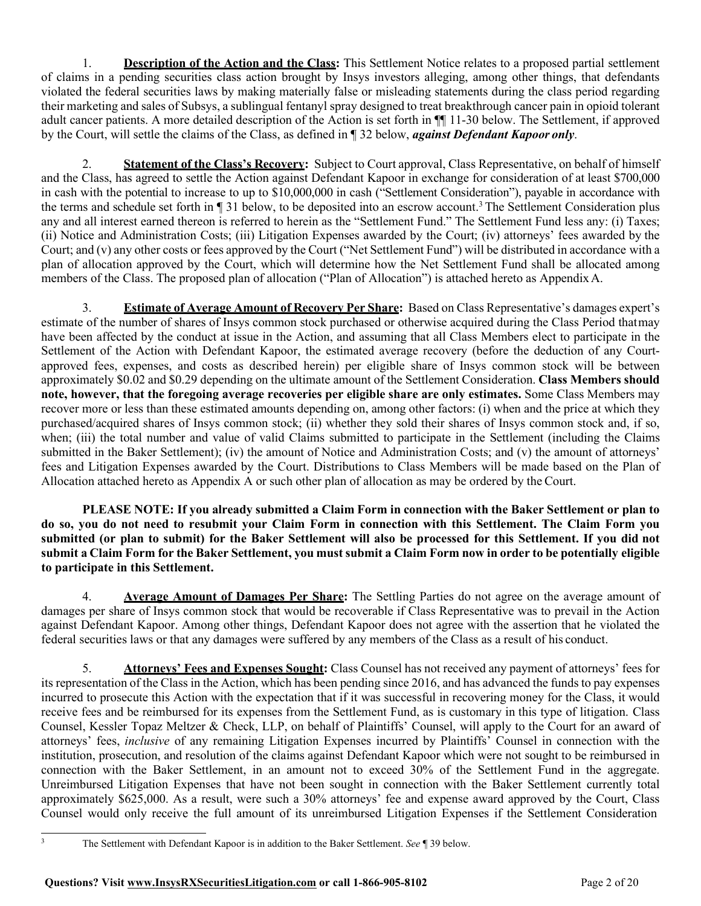1. **Description of the Action and the Class:** This Settlement Notice relates to a proposed partial settlement of claims in a pending securities class action brought by Insys investors alleging, among other things, that defendants violated the federal securities laws by making materially false or misleading statements during the class period regarding their marketing and sales of Subsys, a sublingual fentanyl spray designed to treat breakthrough cancer pain in opioid tolerant adult cancer patients. A more detailed description of the Action is set forth in ¶¶ 11-30 below. The Settlement, if approved by the Court, will settle the claims of the Class, as defined in ¶ 32 below, ***against Defendant Kapoor only***.

2. **Statement of the Class's Recovery:** Subject to Court approval, Class Representative, on behalf of himself and the Class, has agreed to settle the Action against Defendant Kapoor in exchange for consideration of at least $700,000 in cash with the potential to increase to up to $10,000,000 in cash ("Settlement Consideration"), payable in accordance with the terms and schedule set forth in ¶ 31 below, to be deposited into an escrow account.[3] The Settlement Consideration plus any and all interest earned thereon is referred to herein as the "Settlement Fund." The Settlement Fund less any: (i) Taxes; (ii) Notice and Administration Costs; (iii) Litigation Expenses awarded by the Court; (iv) attorneys' fees awarded by the Court; and (v) any other costs or fees approved by the Court ("Net Settlement Fund") will be distributed in accordance with a plan of allocation approved by the Court, which will determine how the Net Settlement Fund shall be allocated among members of the Class. The proposed plan of allocation ("Plan of Allocation") is attached hereto as Appendix A.

3. **Estimate of Average Amount of Recovery Per Share:** Based on Class Representative's damages expert's estimate of the number of shares of Insys common stock purchased or otherwise acquired during the Class Period that may have been affected by the conduct at issue in the Action, and assuming that all Class Members elect to participate in the Settlement of the Action with Defendant Kapoor, the estimated average recovery (before the deduction of any Court-approved fees, expenses, and costs as described herein) per eligible share of Insys common stock will be between approximately $0.02 and $0.29 depending on the ultimate amount of the Settlement Consideration. **Class Members should note, however, that the foregoing average recoveries per eligible share are only estimates.** Some Class Members may recover more or less than these estimated amounts depending on, among other factors: (i) when and the price at which they purchased/acquired shares of Insys common stock; (ii) whether they sold their shares of Insys common stock and, if so, when; (iii) the total number and value of valid Claims submitted to participate in the Settlement (including the Claims submitted in the Baker Settlement); (iv) the amount of Notice and Administration Costs; and (v) the amount of attorneys' fees and Litigation Expenses awarded by the Court. Distributions to Class Members will be made based on the Plan of Allocation attached hereto as Appendix A or such other plan of allocation as may be ordered by the Court.

**PLEASE NOTE: If you already submitted a Claim Form in connection with the Baker Settlement or plan to do so, you do not need to resubmit your Claim Form in connection with this Settlement. The Claim Form you submitted (or plan to submit) for the Baker Settlement will also be processed for this Settlement. If you did not submit a Claim Form for the Baker Settlement, you must submit a Claim Form now in order to be potentially eligible to participate in this Settlement.**

4. **Average Amount of Damages Per Share:** The Settling Parties do not agree on the average amount of damages per share of Insys common stock that would be recoverable if Class Representative was to prevail in the Action against Defendant Kapoor. Among other things, Defendant Kapoor does not agree with the assertion that he violated the federal securities laws or that any damages were suffered by any members of the Class as a result of his conduct.

5. **Attorneys' Fees and Expenses Sought:** Class Counsel has not received any payment of attorneys' fees for its representation of the Class in the Action, which has been pending since 2016, and has advanced the funds to pay expenses incurred to prosecute this Action with the expectation that if it was successful in recovering money for the Class, it would receive fees and be reimbursed for its expenses from the Settlement Fund, as is customary in this type of litigation. Class Counsel, Kessler Topaz Meltzer & Check, LLP, on behalf of Plaintiffs' Counsel, will apply to the Court for an award of attorneys' fees, *inclusive* of any remaining Litigation Expenses incurred by Plaintiffs' Counsel in connection with the institution, prosecution, and resolution of the claims against Defendant Kapoor which were not sought to be reimbursed in connection with the Baker Settlement, in an amount not to exceed 30% of the Settlement Fund in the aggregate. Unreimbursed Litigation Expenses that have not been sought in connection with the Baker Settlement currently total approximately $625,000. As a result, were such a 30% attorneys' fee and expense award approved by the Court, Class Counsel would only receive the full amount of its unreimbursed Litigation Expenses if the Settlement Consideration

[3] The Settlement with Defendant Kapoor is in addition to the Baker Settlement. *See* ¶ 39 below.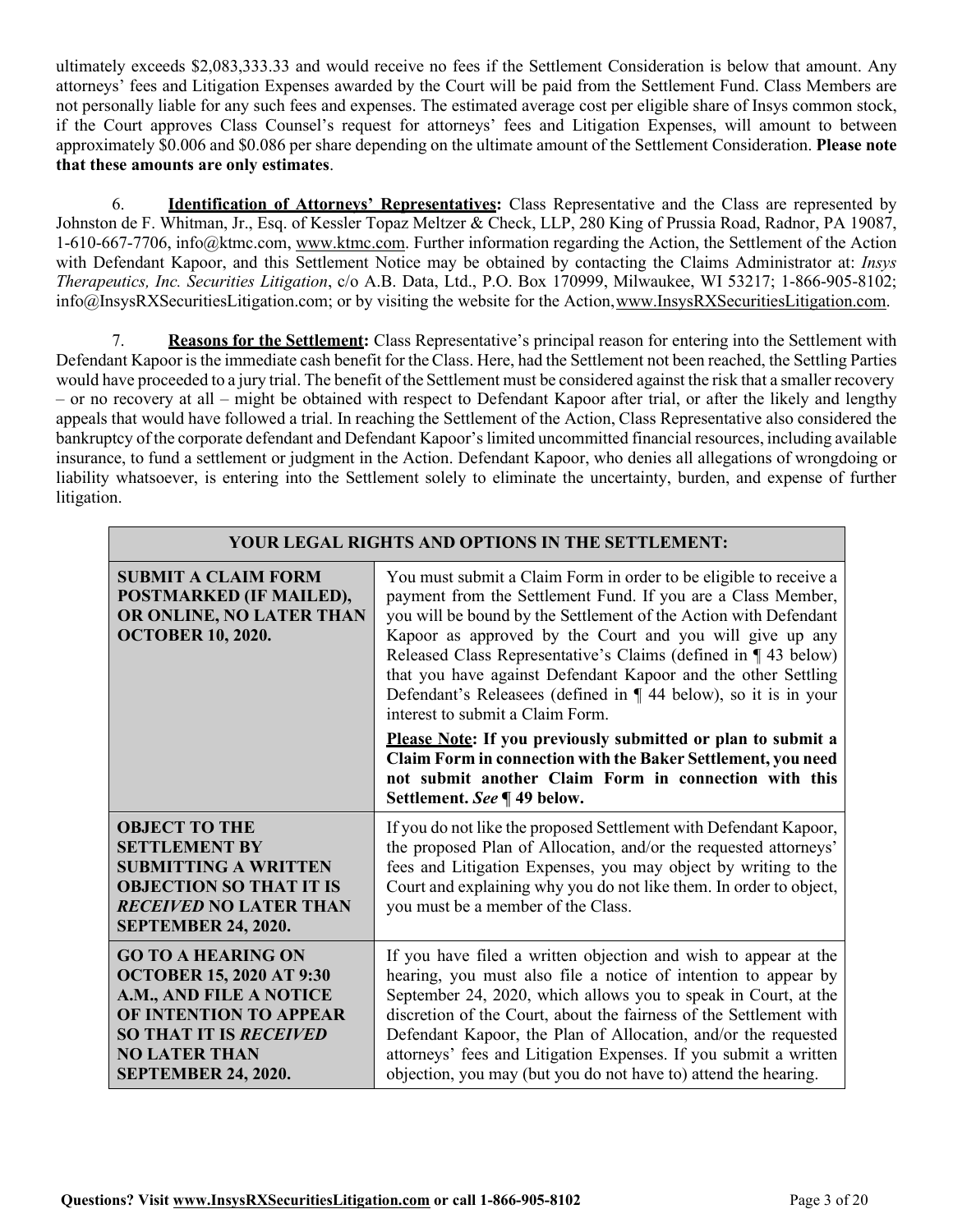ultimately exceeds $2,083,333.33 and would receive no fees if the Settlement Consideration is below that amount. Any attorneys' fees and Litigation Expenses awarded by the Court will be paid from the Settlement Fund. Class Members are not personally liable for any such fees and expenses. The estimated average cost per eligible share of Insys common stock, if the Court approves Class Counsel's request for attorneys' fees and Litigation Expenses, will amount to between approximately $0.006 and $0.086 per share depending on the ultimate amount of the Settlement Consideration. **Please note that these amounts are only estimates**.

6. **Identification of Attorneys' Representatives:** Class Representative and the Class are represented by Johnston de F. Whitman, Jr., Esq. of Kessler Topaz Meltzer & Check, LLP, 280 King of Prussia Road, Radnor, PA 19087, 1-610-667-7706, info@ktmc.com, www.ktmc.com. Further information regarding the Action, the Settlement of the Action with Defendant Kapoor, and this Settlement Notice may be obtained by contacting the Claims Administrator at: *Insys Therapeutics, Inc. Securities Litigation*, c/o A.B. Data, Ltd., P.O. Box 170999, Milwaukee, WI 53217; 1-866-905-8102; info@InsysRXSecuritiesLitigation.com; or by visiting the website for the Action, www.InsysRXSecuritiesLitigation.com.

7. **Reasons for the Settlement:** Class Representative's principal reason for entering into the Settlement with Defendant Kapoor is the immediate cash benefit for the Class. Here, had the Settlement not been reached, the Settling Parties would have proceeded to a jury trial. The benefit of the Settlement must be considered against the risk that a smaller recovery – or no recovery at all – might be obtained with respect to Defendant Kapoor after trial, or after the likely and lengthy appeals that would have followed a trial. In reaching the Settlement of the Action, Class Representative also considered the bankruptcy of the corporate defendant and Defendant Kapoor's limited uncommitted financial resources, including available insurance, to fund a settlement or judgment in the Action. Defendant Kapoor, who denies all allegations of wrongdoing or liability whatsoever, is entering into the Settlement solely to eliminate the uncertainty, burden, and expense of further litigation.

| YOUR LEGAL RIGHTS AND OPTIONS IN THE SETTLEMENT: | |
|---|---|
| **SUBMIT A CLAIM FORM POSTMARKED (IF MAILED), OR ONLINE, NO LATER THAN OCTOBER 10, 2020.** | You must submit a Claim Form in order to be eligible to receive a payment from the Settlement Fund. If you are a Class Member, you will be bound by the Settlement of the Action with Defendant Kapoor as approved by the Court and you will give up any Released Class Representative's Claims (defined in ¶ 43 below) that you have against Defendant Kapoor and the other Settling Defendant's Releasees (defined in ¶ 44 below), so it is in your interest to submit a Claim Form.<br><br>**Please Note: If you previously submitted or plan to submit a Claim Form in connection with the Baker Settlement, you need not submit another Claim Form in connection with this Settlement. *See* ¶ 49 below.** |
| **OBJECT TO THE SETTLEMENT BY SUBMITTING A WRITTEN OBJECTION SO THAT IT IS *RECEIVED* NO LATER THAN SEPTEMBER 24, 2020.** | If you do not like the proposed Settlement with Defendant Kapoor, the proposed Plan of Allocation, and/or the requested attorneys' fees and Litigation Expenses, you may object by writing to the Court and explaining why you do not like them. In order to object, you must be a member of the Class. |
| **GO TO A HEARING ON OCTOBER 15, 2020 AT 9:30 A.M., AND FILE A NOTICE OF INTENTION TO APPEAR SO THAT IT IS *RECEIVED* NO LATER THAN SEPTEMBER 24, 2020.** | If you have filed a written objection and wish to appear at the hearing, you must also file a notice of intention to appear by September 24, 2020, which allows you to speak in Court, at the discretion of the Court, about the fairness of the Settlement with Defendant Kapoor, the Plan of Allocation, and/or the requested attorneys' fees and Litigation Expenses. If you submit a written objection, you may (but you do not have to) attend the hearing. |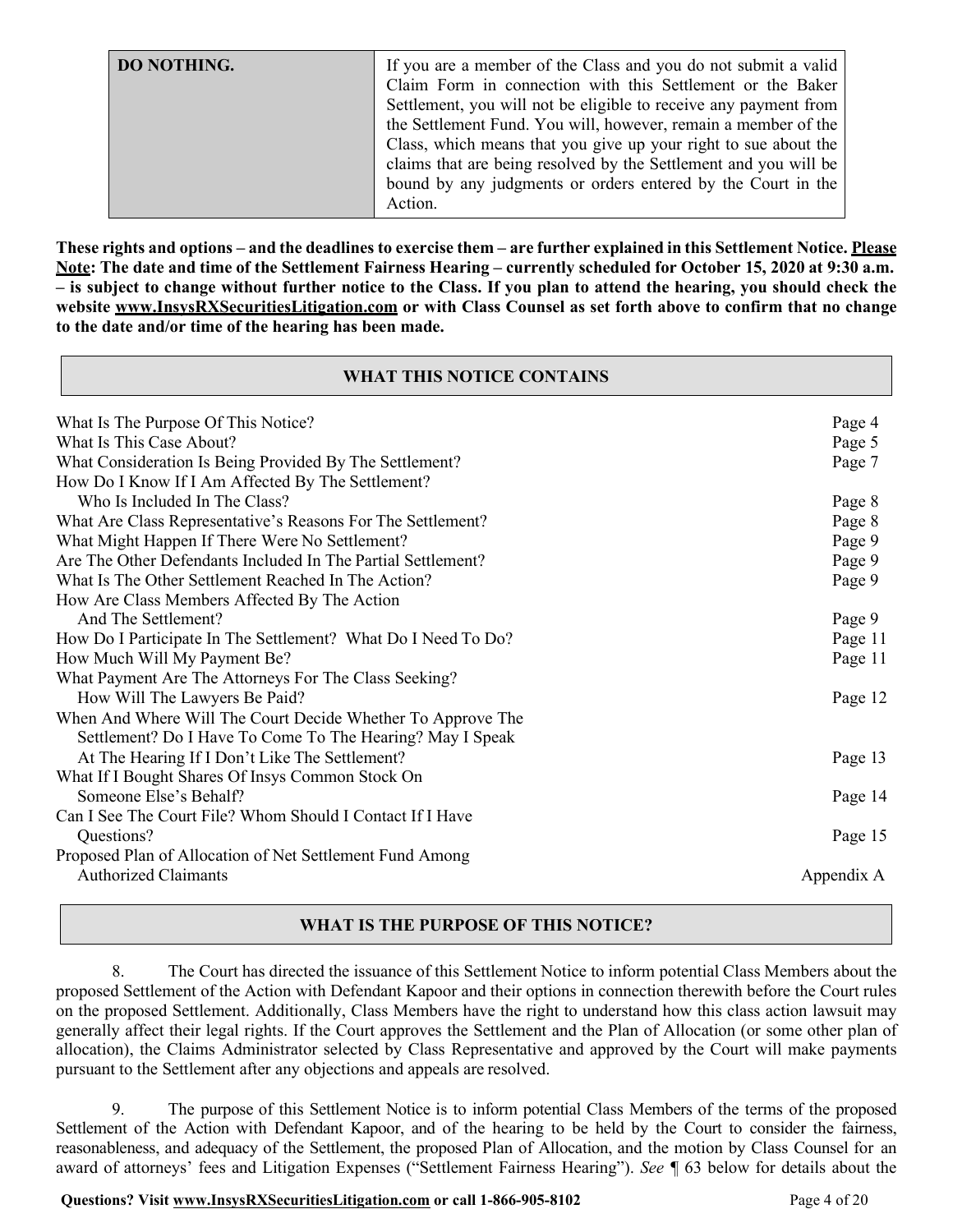| DO NOTHING. | If you are a member of the Class and you do not submit a valid Claim Form in connection with this Settlement or the Baker Settlement, you will not be eligible to receive any payment from the Settlement Fund. You will, however, remain a member of the Class, which means that you give up your right to sue about the claims that are being resolved by the Settlement and you will be bound by any judgments or orders entered by the Court in the Action. |
|---|---|

**These rights and options – and the deadlines to exercise them – are further explained in this Settlement Notice. Please Note: The date and time of the Settlement Fairness Hearing – currently scheduled for October 15, 2020 at 9:30 a.m. – is subject to change without further notice to the Class. If you plan to attend the hearing, you should check the website www.InsysRXSecuritiesLitigation.com or with Class Counsel as set forth above to confirm that no change to the date and/or time of the hearing has been made.**

## WHAT THIS NOTICE CONTAINS

| | |
|---|---|
| What Is The Purpose Of This Notice? | Page 4 |
| What Is This Case About? | Page 5 |
| What Consideration Is Being Provided By The Settlement? | Page 7 |
| How Do I Know If I Am Affected By The Settlement? Who Is Included In The Class? | Page 8 |
| What Are Class Representative's Reasons For The Settlement? | Page 8 |
| What Might Happen If There Were No Settlement? | Page 9 |
| Are The Other Defendants Included In The Partial Settlement? | Page 9 |
| What Is The Other Settlement Reached In The Action? | Page 9 |
| How Are Class Members Affected By The Action And The Settlement? | Page 9 |
| How Do I Participate In The Settlement? What Do I Need To Do? | Page 11 |
| How Much Will My Payment Be? | Page 11 |
| What Payment Are The Attorneys For The Class Seeking? How Will The Lawyers Be Paid? | Page 12 |
| When And Where Will The Court Decide Whether To Approve The Settlement? Do I Have To Come To The Hearing? May I Speak At The Hearing If I Don't Like The Settlement? | Page 13 |
| What If I Bought Shares Of Insys Common Stock On Someone Else's Behalf? | Page 14 |
| Can I See The Court File? Whom Should I Contact If I Have Questions? | Page 15 |
| Proposed Plan of Allocation of Net Settlement Fund Among Authorized Claimants | Appendix A |

## WHAT IS THE PURPOSE OF THIS NOTICE?

8. The Court has directed the issuance of this Settlement Notice to inform potential Class Members about the proposed Settlement of the Action with Defendant Kapoor and their options in connection therewith before the Court rules on the proposed Settlement. Additionally, Class Members have the right to understand how this class action lawsuit may generally affect their legal rights. If the Court approves the Settlement and the Plan of Allocation (or some other plan of allocation), the Claims Administrator selected by Class Representative and approved by the Court will make payments pursuant to the Settlement after any objections and appeals are resolved.

9. The purpose of this Settlement Notice is to inform potential Class Members of the terms of the proposed Settlement of the Action with Defendant Kapoor, and of the hearing to be held by the Court to consider the fairness, reasonableness, and adequacy of the Settlement, the proposed Plan of Allocation, and the motion by Class Counsel for an award of attorneys' fees and Litigation Expenses ("Settlement Fairness Hearing"). *See* ¶ 63 below for details about the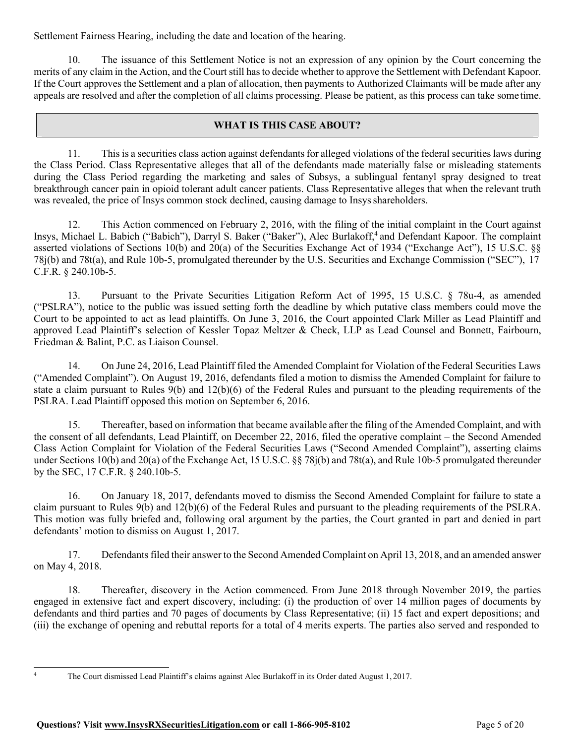Settlement Fairness Hearing, including the date and location of the hearing.

10. The issuance of this Settlement Notice is not an expression of any opinion by the Court concerning the merits of any claim in the Action, and the Court still has to decide whether to approve the Settlement with Defendant Kapoor. If the Court approves the Settlement and a plan of allocation, then payments to Authorized Claimants will be made after any appeals are resolved and after the completion of all claims processing. Please be patient, as this process can take some time.

## WHAT IS THIS CASE ABOUT?

11. This is a securities class action against defendants for alleged violations of the federal securities laws during the Class Period. Class Representative alleges that all of the defendants made materially false or misleading statements during the Class Period regarding the marketing and sales of Subsys, a sublingual fentanyl spray designed to treat breakthrough cancer pain in opioid tolerant adult cancer patients. Class Representative alleges that when the relevant truth was revealed, the price of Insys common stock declined, causing damage to Insys shareholders.

12. This Action commenced on February 2, 2016, with the filing of the initial complaint in the Court against Insys, Michael L. Babich ("Babich"), Darryl S. Baker ("Baker"), Alec Burlakoff,[4] and Defendant Kapoor. The complaint asserted violations of Sections 10(b) and 20(a) of the Securities Exchange Act of 1934 ("Exchange Act"), 15 U.S.C. §§ 78j(b) and 78t(a), and Rule 10b-5, promulgated thereunder by the U.S. Securities and Exchange Commission ("SEC"), 17 C.F.R. § 240.10b-5.

13. Pursuant to the Private Securities Litigation Reform Act of 1995, 15 U.S.C. § 78u-4, as amended ("PSLRA"), notice to the public was issued setting forth the deadline by which putative class members could move the Court to be appointed to act as lead plaintiffs. On June 3, 2016, the Court appointed Clark Miller as Lead Plaintiff and approved Lead Plaintiff's selection of Kessler Topaz Meltzer & Check, LLP as Lead Counsel and Bonnett, Fairbourn, Friedman & Balint, P.C. as Liaison Counsel.

14. On June 24, 2016, Lead Plaintiff filed the Amended Complaint for Violation of the Federal Securities Laws ("Amended Complaint"). On August 19, 2016, defendants filed a motion to dismiss the Amended Complaint for failure to state a claim pursuant to Rules 9(b) and 12(b)(6) of the Federal Rules and pursuant to the pleading requirements of the PSLRA. Lead Plaintiff opposed this motion on September 6, 2016.

15. Thereafter, based on information that became available after the filing of the Amended Complaint, and with the consent of all defendants, Lead Plaintiff, on December 22, 2016, filed the operative complaint – the Second Amended Class Action Complaint for Violation of the Federal Securities Laws ("Second Amended Complaint"), asserting claims under Sections 10(b) and 20(a) of the Exchange Act, 15 U.S.C. §§ 78j(b) and 78t(a), and Rule 10b-5 promulgated thereunder by the SEC, 17 C.F.R. § 240.10b-5.

16. On January 18, 2017, defendants moved to dismiss the Second Amended Complaint for failure to state a claim pursuant to Rules 9(b) and 12(b)(6) of the Federal Rules and pursuant to the pleading requirements of the PSLRA. This motion was fully briefed and, following oral argument by the parties, the Court granted in part and denied in part defendants' motion to dismiss on August 1, 2017.

17. Defendants filed their answer to the Second Amended Complaint on April 13, 2018, and an amended answer on May 4, 2018.

18. Thereafter, discovery in the Action commenced. From June 2018 through November 2019, the parties engaged in extensive fact and expert discovery, including: (i) the production of over 14 million pages of documents by defendants and third parties and 70 pages of documents by Class Representative; (ii) 15 fact and expert depositions; and (iii) the exchange of opening and rebuttal reports for a total of 4 merits experts. The parties also served and responded to

---

[4] The Court dismissed Lead Plaintiff's claims against Alec Burlakoff in its Order dated August 1, 2017.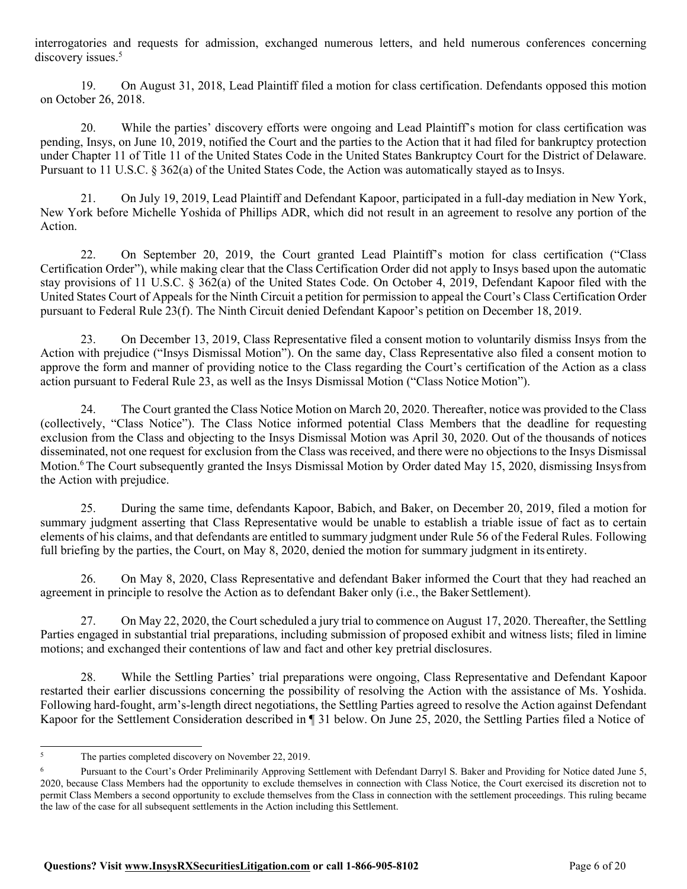interrogatories and requests for admission, exchanged numerous letters, and held numerous conferences concerning discovery issues.[5]

19. On August 31, 2018, Lead Plaintiff filed a motion for class certification. Defendants opposed this motion on October 26, 2018.

20. While the parties' discovery efforts were ongoing and Lead Plaintiff's motion for class certification was pending, Insys, on June 10, 2019, notified the Court and the parties to the Action that it had filed for bankruptcy protection under Chapter 11 of Title 11 of the United States Code in the United States Bankruptcy Court for the District of Delaware. Pursuant to 11 U.S.C. § 362(a) of the United States Code, the Action was automatically stayed as to Insys.

21. On July 19, 2019, Lead Plaintiff and Defendant Kapoor, participated in a full-day mediation in New York, New York before Michelle Yoshida of Phillips ADR, which did not result in an agreement to resolve any portion of the Action.

22. On September 20, 2019, the Court granted Lead Plaintiff's motion for class certification ("Class Certification Order"), while making clear that the Class Certification Order did not apply to Insys based upon the automatic stay provisions of 11 U.S.C. § 362(a) of the United States Code. On October 4, 2019, Defendant Kapoor filed with the United States Court of Appeals for the Ninth Circuit a petition for permission to appeal the Court's Class Certification Order pursuant to Federal Rule 23(f). The Ninth Circuit denied Defendant Kapoor's petition on December 18, 2019.

23. On December 13, 2019, Class Representative filed a consent motion to voluntarily dismiss Insys from the Action with prejudice ("Insys Dismissal Motion"). On the same day, Class Representative also filed a consent motion to approve the form and manner of providing notice to the Class regarding the Court's certification of the Action as a class action pursuant to Federal Rule 23, as well as the Insys Dismissal Motion ("Class Notice Motion").

24. The Court granted the Class Notice Motion on March 20, 2020. Thereafter, notice was provided to the Class (collectively, "Class Notice"). The Class Notice informed potential Class Members that the deadline for requesting exclusion from the Class and objecting to the Insys Dismissal Motion was April 30, 2020. Out of the thousands of notices disseminated, not one request for exclusion from the Class was received, and there were no objections to the Insys Dismissal Motion.[6] The Court subsequently granted the Insys Dismissal Motion by Order dated May 15, 2020, dismissing Insys from the Action with prejudice.

25. During the same time, defendants Kapoor, Babich, and Baker, on December 20, 2019, filed a motion for summary judgment asserting that Class Representative would be unable to establish a triable issue of fact as to certain elements of his claims, and that defendants are entitled to summary judgment under Rule 56 of the Federal Rules. Following full briefing by the parties, the Court, on May 8, 2020, denied the motion for summary judgment in its entirety.

26. On May 8, 2020, Class Representative and defendant Baker informed the Court that they had reached an agreement in principle to resolve the Action as to defendant Baker only (i.e., the Baker Settlement).

27. On May 22, 2020, the Court scheduled a jury trial to commence on August 17, 2020. Thereafter, the Settling Parties engaged in substantial trial preparations, including submission of proposed exhibit and witness lists; filed in limine motions; and exchanged their contentions of law and fact and other key pretrial disclosures.

28. While the Settling Parties' trial preparations were ongoing, Class Representative and Defendant Kapoor restarted their earlier discussions concerning the possibility of resolving the Action with the assistance of Ms. Yoshida. Following hard-fought, arm's-length direct negotiations, the Settling Parties agreed to resolve the Action against Defendant Kapoor for the Settlement Consideration described in ¶ 31 below. On June 25, 2020, the Settling Parties filed a Notice of

---

[5] The parties completed discovery on November 22, 2019.

[6] Pursuant to the Court's Order Preliminarily Approving Settlement with Defendant Darryl S. Baker and Providing for Notice dated June 5, 2020, because Class Members had the opportunity to exclude themselves in connection with Class Notice, the Court exercised its discretion not to permit Class Members a second opportunity to exclude themselves from the Class in connection with the settlement proceedings. This ruling became the law of the case for all subsequent settlements in the Action including this Settlement.

**Questions? Visit www.InsysRXSecuritiesLitigation.com or call 1-866-905-8102**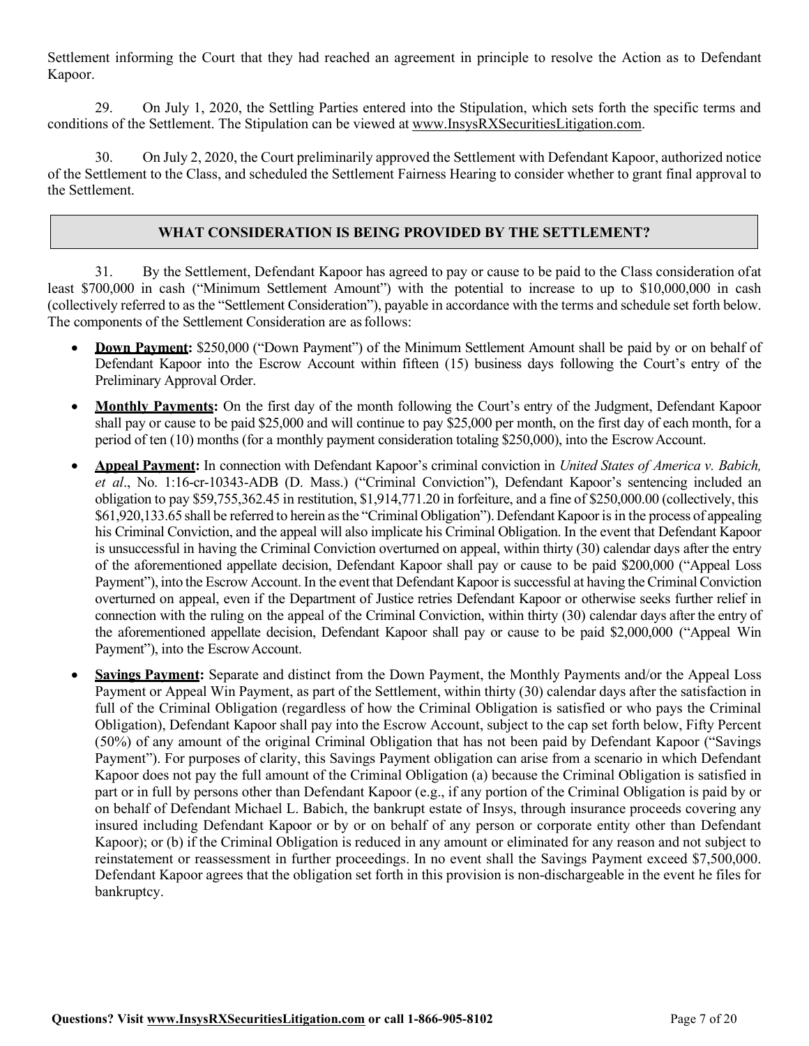Settlement informing the Court that they had reached an agreement in principle to resolve the Action as to Defendant Kapoor.

29. On July 1, 2020, the Settling Parties entered into the Stipulation, which sets forth the specific terms and conditions of the Settlement. The Stipulation can be viewed at www.InsysRXSecuritiesLitigation.com.

30. On July 2, 2020, the Court preliminarily approved the Settlement with Defendant Kapoor, authorized notice of the Settlement to the Class, and scheduled the Settlement Fairness Hearing to consider whether to grant final approval to the Settlement.

## WHAT CONSIDERATION IS BEING PROVIDED BY THE SETTLEMENT?

31. By the Settlement, Defendant Kapoor has agreed to pay or cause to be paid to the Class consideration ofat least $700,000 in cash ("Minimum Settlement Amount") with the potential to increase to up to $10,000,000 in cash (collectively referred to as the "Settlement Consideration"), payable in accordance with the terms and schedule set forth below. The components of the Settlement Consideration are as follows:

- **Down Payment:** $250,000 ("Down Payment") of the Minimum Settlement Amount shall be paid by or on behalf of Defendant Kapoor into the Escrow Account within fifteen (15) business days following the Court's entry of the Preliminary Approval Order.
- **Monthly Payments:** On the first day of the month following the Court's entry of the Judgment, Defendant Kapoor shall pay or cause to be paid $25,000 and will continue to pay $25,000 per month, on the first day of each month, for a period of ten (10) months (for a monthly payment consideration totaling $250,000), into the Escrow Account.
- **Appeal Payment:** In connection with Defendant Kapoor's criminal conviction in *United States of America v. Babich, et al*., No. 1:16-cr-10343-ADB (D. Mass.) ("Criminal Conviction"), Defendant Kapoor's sentencing included an obligation to pay $59,755,362.45 in restitution, $1,914,771.20 in forfeiture, and a fine of $250,000.00 (collectively, this $61,920,133.65 shall be referred to herein as the "Criminal Obligation"). Defendant Kapoor is in the process of appealing his Criminal Conviction, and the appeal will also implicate his Criminal Obligation. In the event that Defendant Kapoor is unsuccessful in having the Criminal Conviction overturned on appeal, within thirty (30) calendar days after the entry of the aforementioned appellate decision, Defendant Kapoor shall pay or cause to be paid $200,000 ("Appeal Loss Payment"), into the Escrow Account. In the event that Defendant Kapoor is successful at having the Criminal Conviction overturned on appeal, even if the Department of Justice retries Defendant Kapoor or otherwise seeks further relief in connection with the ruling on the appeal of the Criminal Conviction, within thirty (30) calendar days after the entry of the aforementioned appellate decision, Defendant Kapoor shall pay or cause to be paid $2,000,000 ("Appeal Win Payment"), into the Escrow Account.
- **Savings Payment:** Separate and distinct from the Down Payment, the Monthly Payments and/or the Appeal Loss Payment or Appeal Win Payment, as part of the Settlement, within thirty (30) calendar days after the satisfaction in full of the Criminal Obligation (regardless of how the Criminal Obligation is satisfied or who pays the Criminal Obligation), Defendant Kapoor shall pay into the Escrow Account, subject to the cap set forth below, Fifty Percent (50%) of any amount of the original Criminal Obligation that has not been paid by Defendant Kapoor ("Savings Payment"). For purposes of clarity, this Savings Payment obligation can arise from a scenario in which Defendant Kapoor does not pay the full amount of the Criminal Obligation (a) because the Criminal Obligation is satisfied in part or in full by persons other than Defendant Kapoor (e.g., if any portion of the Criminal Obligation is paid by or on behalf of Defendant Michael L. Babich, the bankrupt estate of Insys, through insurance proceeds covering any insured including Defendant Kapoor or by or on behalf of any person or corporate entity other than Defendant Kapoor); or (b) if the Criminal Obligation is reduced in any amount or eliminated for any reason and not subject to reinstatement or reassessment in further proceedings. In no event shall the Savings Payment exceed $7,500,000. Defendant Kapoor agrees that the obligation set forth in this provision is non-dischargeable in the event he files for bankruptcy.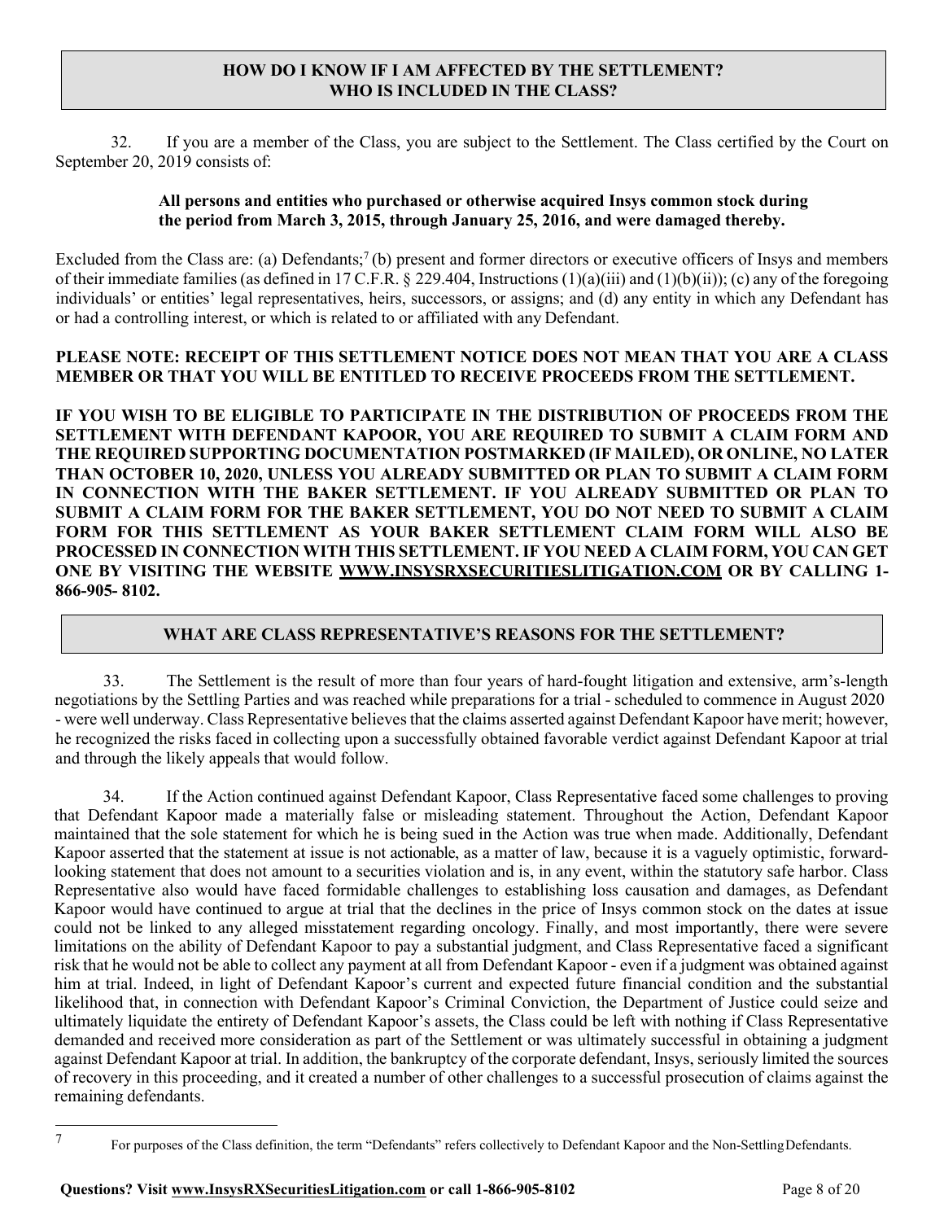## HOW DO I KNOW IF I AM AFFECTED BY THE SETTLEMENT? WHO IS INCLUDED IN THE CLASS?

32. If you are a member of the Class, you are subject to the Settlement. The Class certified by the Court on September 20, 2019 consists of:

**All persons and entities who purchased or otherwise acquired Insys common stock during the period from March 3, 2015, through January 25, 2016, and were damaged thereby.**

Excluded from the Class are: (a) Defendants;[7] (b) present and former directors or executive officers of Insys and members of their immediate families (as defined in 17 C.F.R. § 229.404, Instructions (1)(a)(iii) and (1)(b)(ii)); (c) any of the foregoing individuals' or entities' legal representatives, heirs, successors, or assigns; and (d) any entity in which any Defendant has or had a controlling interest, or which is related to or affiliated with any Defendant.

**PLEASE NOTE: RECEIPT OF THIS SETTLEMENT NOTICE DOES NOT MEAN THAT YOU ARE A CLASS MEMBER OR THAT YOU WILL BE ENTITLED TO RECEIVE PROCEEDS FROM THE SETTLEMENT.**

**IF YOU WISH TO BE ELIGIBLE TO PARTICIPATE IN THE DISTRIBUTION OF PROCEEDS FROM THE SETTLEMENT WITH DEFENDANT KAPOOR, YOU ARE REQUIRED TO SUBMIT A CLAIM FORM AND THE REQUIRED SUPPORTING DOCUMENTATION POSTMARKED (IF MAILED), OR ONLINE, NO LATER THAN OCTOBER 10, 2020, UNLESS YOU ALREADY SUBMITTED OR PLAN TO SUBMIT A CLAIM FORM IN CONNECTION WITH THE BAKER SETTLEMENT. IF YOU ALREADY SUBMITTED OR PLAN TO SUBMIT A CLAIM FORM FOR THE BAKER SETTLEMENT, YOU DO NOT NEED TO SUBMIT A CLAIM FORM FOR THIS SETTLEMENT AS YOUR BAKER SETTLEMENT CLAIM FORM WILL ALSO BE PROCESSED IN CONNECTION WITH THIS SETTLEMENT. IF YOU NEED A CLAIM FORM, YOU CAN GET ONE BY VISITING THE WEBSITE WWW.INSYSRXSECURITIESLITIGATION.COM OR BY CALLING 1-866-905- 8102.**

## WHAT ARE CLASS REPRESENTATIVE'S REASONS FOR THE SETTLEMENT?

33. The Settlement is the result of more than four years of hard-fought litigation and extensive, arm's-length negotiations by the Settling Parties and was reached while preparations for a trial - scheduled to commence in August 2020 - were well underway. Class Representative believes that the claims asserted against Defendant Kapoor have merit; however, he recognized the risks faced in collecting upon a successfully obtained favorable verdict against Defendant Kapoor at trial and through the likely appeals that would follow.

34. If the Action continued against Defendant Kapoor, Class Representative faced some challenges to proving that Defendant Kapoor made a materially false or misleading statement. Throughout the Action, Defendant Kapoor maintained that the sole statement for which he is being sued in the Action was true when made. Additionally, Defendant Kapoor asserted that the statement at issue is not actionable, as a matter of law, because it is a vaguely optimistic, forward-looking statement that does not amount to a securities violation and is, in any event, within the statutory safe harbor. Class Representative also would have faced formidable challenges to establishing loss causation and damages, as Defendant Kapoor would have continued to argue at trial that the declines in the price of Insys common stock on the dates at issue could not be linked to any alleged misstatement regarding oncology. Finally, and most importantly, there were severe limitations on the ability of Defendant Kapoor to pay a substantial judgment, and Class Representative faced a significant risk that he would not be able to collect any payment at all from Defendant Kapoor - even if a judgment was obtained against him at trial. Indeed, in light of Defendant Kapoor's current and expected future financial condition and the substantial likelihood that, in connection with Defendant Kapoor's Criminal Conviction, the Department of Justice could seize and ultimately liquidate the entirety of Defendant Kapoor's assets, the Class could be left with nothing if Class Representative demanded and received more consideration as part of the Settlement or was ultimately successful in obtaining a judgment against Defendant Kapoor at trial. In addition, the bankruptcy of the corporate defendant, Insys, seriously limited the sources of recovery in this proceeding, and it created a number of other challenges to a successful prosecution of claims against the remaining defendants.

---

[7] For purposes of the Class definition, the term "Defendants" refers collectively to Defendant Kapoor and the Non-Settling Defendants.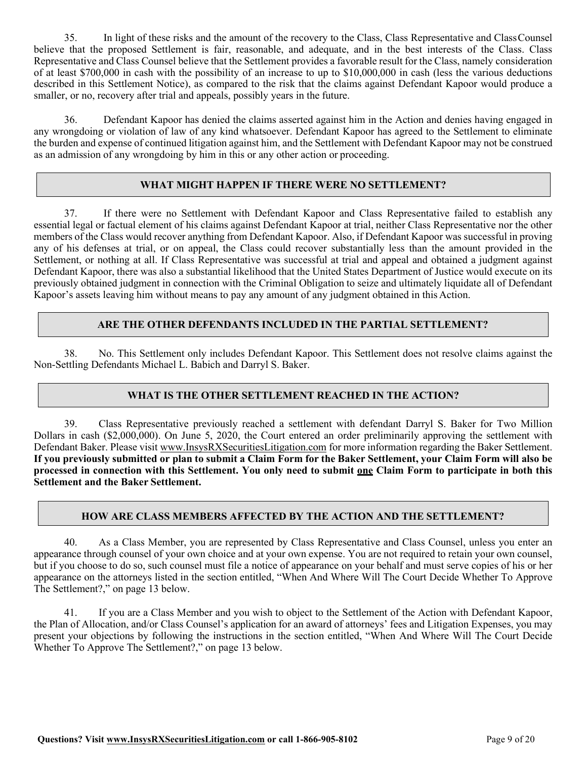35. In light of these risks and the amount of the recovery to the Class, Class Representative and Class Counsel believe that the proposed Settlement is fair, reasonable, and adequate, and in the best interests of the Class. Class Representative and Class Counsel believe that the Settlement provides a favorable result for the Class, namely consideration of at least $700,000 in cash with the possibility of an increase to up to $10,000,000 in cash (less the various deductions described in this Settlement Notice), as compared to the risk that the claims against Defendant Kapoor would produce a smaller, or no, recovery after trial and appeals, possibly years in the future.

36. Defendant Kapoor has denied the claims asserted against him in the Action and denies having engaged in any wrongdoing or violation of law of any kind whatsoever. Defendant Kapoor has agreed to the Settlement to eliminate the burden and expense of continued litigation against him, and the Settlement with Defendant Kapoor may not be construed as an admission of any wrongdoing by him in this or any other action or proceeding.

## WHAT MIGHT HAPPEN IF THERE WERE NO SETTLEMENT?

37. If there were no Settlement with Defendant Kapoor and Class Representative failed to establish any essential legal or factual element of his claims against Defendant Kapoor at trial, neither Class Representative nor the other members of the Class would recover anything from Defendant Kapoor. Also, if Defendant Kapoor was successful in proving any of his defenses at trial, or on appeal, the Class could recover substantially less than the amount provided in the Settlement, or nothing at all. If Class Representative was successful at trial and appeal and obtained a judgment against Defendant Kapoor, there was also a substantial likelihood that the United States Department of Justice would execute on its previously obtained judgment in connection with the Criminal Obligation to seize and ultimately liquidate all of Defendant Kapoor's assets leaving him without means to pay any amount of any judgment obtained in this Action.

## ARE THE OTHER DEFENDANTS INCLUDED IN THE PARTIAL SETTLEMENT?

38. No. This Settlement only includes Defendant Kapoor. This Settlement does not resolve claims against the Non-Settling Defendants Michael L. Babich and Darryl S. Baker.

## WHAT IS THE OTHER SETTLEMENT REACHED IN THE ACTION?

39. Class Representative previously reached a settlement with defendant Darryl S. Baker for Two Million Dollars in cash ($2,000,000). On June 5, 2020, the Court entered an order preliminarily approving the settlement with Defendant Baker. Please visit www.InsysRXSecuritiesLitigation.com for more information regarding the Baker Settlement. **If you previously submitted or plan to submit a Claim Form for the Baker Settlement, your Claim Form will also be processed in connection with this Settlement. You only need to submit one Claim Form to participate in both this Settlement and the Baker Settlement.**

## HOW ARE CLASS MEMBERS AFFECTED BY THE ACTION AND THE SETTLEMENT?

40. As a Class Member, you are represented by Class Representative and Class Counsel, unless you enter an appearance through counsel of your own choice and at your own expense. You are not required to retain your own counsel, but if you choose to do so, such counsel must file a notice of appearance on your behalf and must serve copies of his or her appearance on the attorneys listed in the section entitled, "When And Where Will The Court Decide Whether To Approve The Settlement?," on page 13 below.

41. If you are a Class Member and you wish to object to the Settlement of the Action with Defendant Kapoor, the Plan of Allocation, and/or Class Counsel's application for an award of attorneys' fees and Litigation Expenses, you may present your objections by following the instructions in the section entitled, "When And Where Will The Court Decide Whether To Approve The Settlement?," on page 13 below.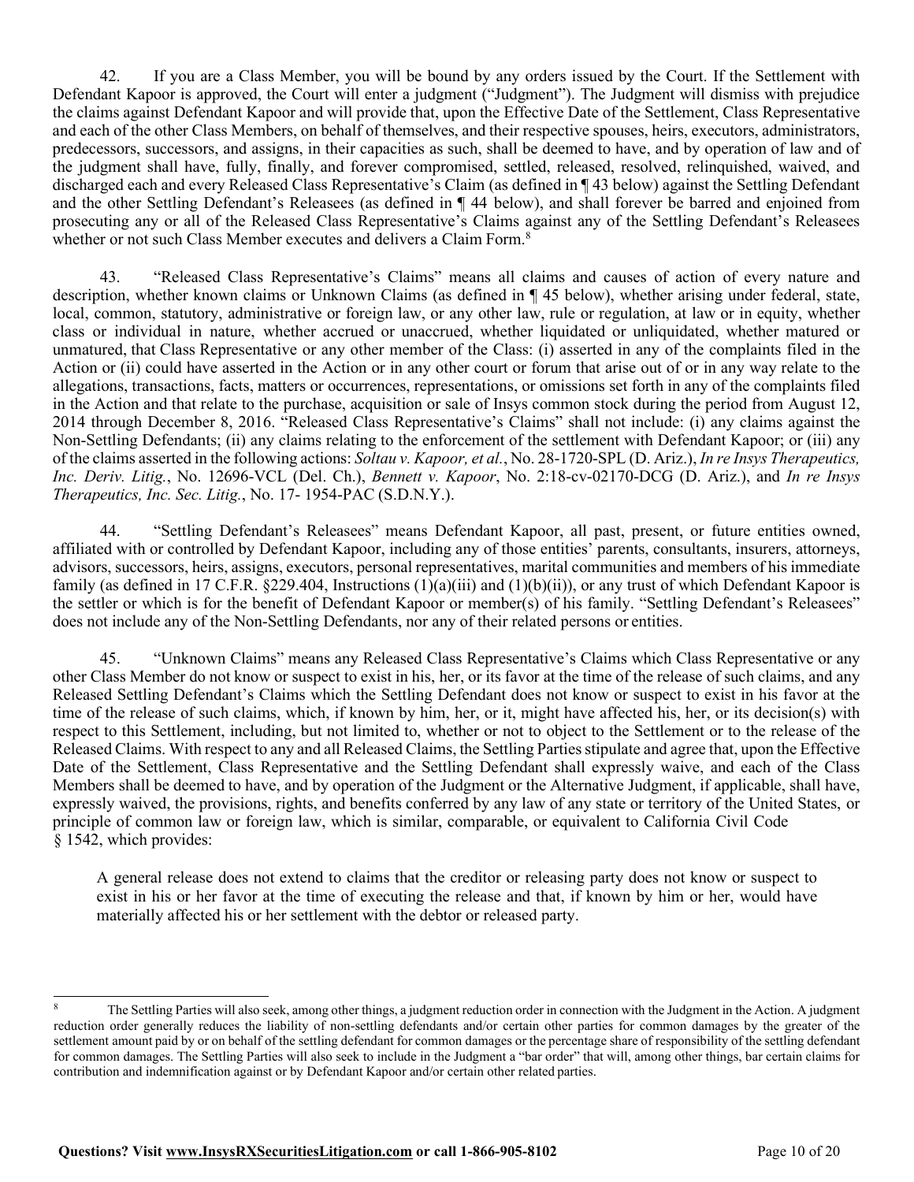42. If you are a Class Member, you will be bound by any orders issued by the Court. If the Settlement with Defendant Kapoor is approved, the Court will enter a judgment ("Judgment"). The Judgment will dismiss with prejudice the claims against Defendant Kapoor and will provide that, upon the Effective Date of the Settlement, Class Representative and each of the other Class Members, on behalf of themselves, and their respective spouses, heirs, executors, administrators, predecessors, successors, and assigns, in their capacities as such, shall be deemed to have, and by operation of law and of the judgment shall have, fully, finally, and forever compromised, settled, released, resolved, relinquished, waived, and discharged each and every Released Class Representative's Claim (as defined in ¶ 43 below) against the Settling Defendant and the other Settling Defendant's Releasees (as defined in ¶ 44 below), and shall forever be barred and enjoined from prosecuting any or all of the Released Class Representative's Claims against any of the Settling Defendant's Releasees whether or not such Class Member executes and delivers a Claim Form.[8]

43. "Released Class Representative's Claims" means all claims and causes of action of every nature and description, whether known claims or Unknown Claims (as defined in ¶ 45 below), whether arising under federal, state, local, common, statutory, administrative or foreign law, or any other law, rule or regulation, at law or in equity, whether class or individual in nature, whether accrued or unaccrued, whether liquidated or unliquidated, whether matured or unmatured, that Class Representative or any other member of the Class: (i) asserted in any of the complaints filed in the Action or (ii) could have asserted in the Action or in any other court or forum that arise out of or in any way relate to the allegations, transactions, facts, matters or occurrences, representations, or omissions set forth in any of the complaints filed in the Action and that relate to the purchase, acquisition or sale of Insys common stock during the period from August 12, 2014 through December 8, 2016. "Released Class Representative's Claims" shall not include: (i) any claims against the Non-Settling Defendants; (ii) any claims relating to the enforcement of the settlement with Defendant Kapoor; or (iii) any of the claims asserted in the following actions: *Soltau v. Kapoor, et al.*, No. 28-1720-SPL (D. Ariz.), *In re Insys Therapeutics, Inc. Deriv. Litig.*, No. 12696-VCL (Del. Ch.), *Bennett v. Kapoor*, No. 2:18-cv-02170-DCG (D. Ariz.), and *In re Insys Therapeutics, Inc. Sec. Litig.*, No. 17- 1954-PAC (S.D.N.Y.).

44. "Settling Defendant's Releasees" means Defendant Kapoor, all past, present, or future entities owned, affiliated with or controlled by Defendant Kapoor, including any of those entities' parents, consultants, insurers, attorneys, advisors, successors, heirs, assigns, executors, personal representatives, marital communities and members of his immediate family (as defined in 17 C.F.R. §229.404, Instructions (1)(a)(iii) and (1)(b)(ii)), or any trust of which Defendant Kapoor is the settler or which is for the benefit of Defendant Kapoor or member(s) of his family. "Settling Defendant's Releasees" does not include any of the Non-Settling Defendants, nor any of their related persons or entities.

45. "Unknown Claims" means any Released Class Representative's Claims which Class Representative or any other Class Member do not know or suspect to exist in his, her, or its favor at the time of the release of such claims, and any Released Settling Defendant's Claims which the Settling Defendant does not know or suspect to exist in his favor at the time of the release of such claims, which, if known by him, her, or it, might have affected his, her, or its decision(s) with respect to this Settlement, including, but not limited to, whether or not to object to the Settlement or to the release of the Released Claims. With respect to any and all Released Claims, the Settling Parties stipulate and agree that, upon the Effective Date of the Settlement, Class Representative and the Settling Defendant shall expressly waive, and each of the Class Members shall be deemed to have, and by operation of the Judgment or the Alternative Judgment, if applicable, shall have, expressly waived, the provisions, rights, and benefits conferred by any law of any state or territory of the United States, or principle of common law or foreign law, which is similar, comparable, or equivalent to California Civil Code § 1542, which provides:

> A general release does not extend to claims that the creditor or releasing party does not know or suspect to exist in his or her favor at the time of executing the release and that, if known by him or her, would have materially affected his or her settlement with the debtor or released party.

---

[8] The Settling Parties will also seek, among other things, a judgment reduction order in connection with the Judgment in the Action. A judgment reduction order generally reduces the liability of non-settling defendants and/or certain other parties for common damages by the greater of the settlement amount paid by or on behalf of the settling defendant for common damages or the percentage share of responsibility of the settling defendant for common damages. The Settling Parties will also seek to include in the Judgment a "bar order" that will, among other things, bar certain claims for contribution and indemnification against or by Defendant Kapoor and/or certain other related parties.

**Questions? Visit www.InsysRXSecuritiesLitigation.com or call 1-866-905-8102**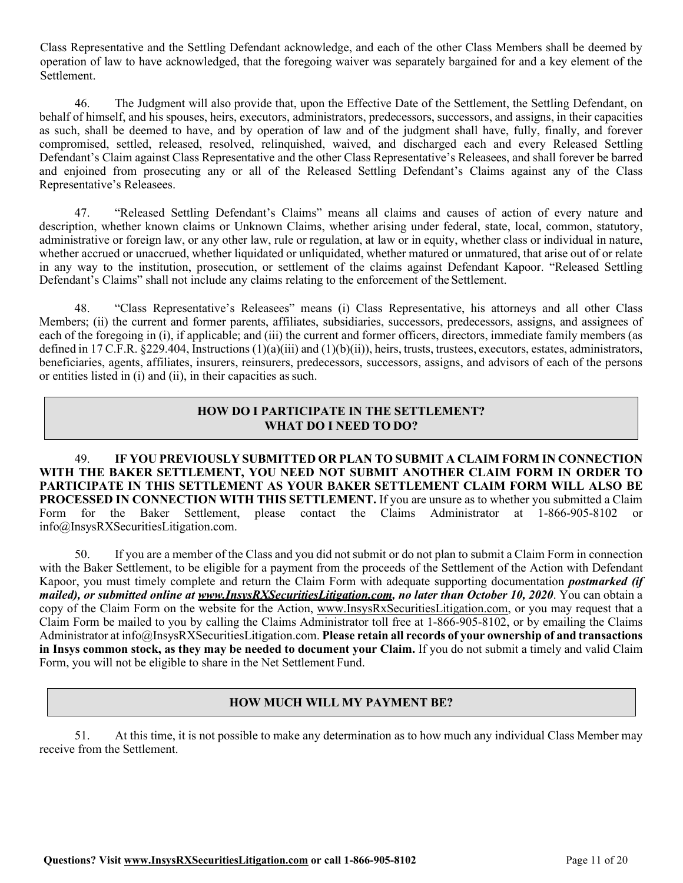Class Representative and the Settling Defendant acknowledge, and each of the other Class Members shall be deemed by operation of law to have acknowledged, that the foregoing waiver was separately bargained for and a key element of the Settlement.

46. The Judgment will also provide that, upon the Effective Date of the Settlement, the Settling Defendant, on behalf of himself, and his spouses, heirs, executors, administrators, predecessors, successors, and assigns, in their capacities as such, shall be deemed to have, and by operation of law and of the judgment shall have, fully, finally, and forever compromised, settled, released, resolved, relinquished, waived, and discharged each and every Released Settling Defendant's Claim against Class Representative and the other Class Representative's Releasees, and shall forever be barred and enjoined from prosecuting any or all of the Released Settling Defendant's Claims against any of the Class Representative's Releasees.

47. "Released Settling Defendant's Claims" means all claims and causes of action of every nature and description, whether known claims or Unknown Claims, whether arising under federal, state, local, common, statutory, administrative or foreign law, or any other law, rule or regulation, at law or in equity, whether class or individual in nature, whether accrued or unaccrued, whether liquidated or unliquidated, whether matured or unmatured, that arise out of or relate in any way to the institution, prosecution, or settlement of the claims against Defendant Kapoor. "Released Settling Defendant's Claims" shall not include any claims relating to the enforcement of the Settlement.

48. "Class Representative's Releasees" means (i) Class Representative, his attorneys and all other Class Members; (ii) the current and former parents, affiliates, subsidiaries, successors, predecessors, assigns, and assignees of each of the foregoing in (i), if applicable; and (iii) the current and former officers, directors, immediate family members (as defined in 17 C.F.R. §229.404, Instructions (1)(a)(iii) and (1)(b)(ii)), heirs, trusts, trustees, executors, estates, administrators, beneficiaries, agents, affiliates, insurers, reinsurers, predecessors, successors, assigns, and advisors of each of the persons or entities listed in (i) and (ii), in their capacities as such.

## HOW DO I PARTICIPATE IN THE SETTLEMENT? WHAT DO I NEED TO DO?

49. **IF YOU PREVIOUSLY SUBMITTED OR PLAN TO SUBMIT A CLAIM FORM IN CONNECTION WITH THE BAKER SETTLEMENT, YOU NEED NOT SUBMIT ANOTHER CLAIM FORM IN ORDER TO PARTICIPATE IN THIS SETTLEMENT AS YOUR BAKER SETTLEMENT CLAIM FORM WILL ALSO BE PROCESSED IN CONNECTION WITH THIS SETTLEMENT.** If you are unsure as to whether you submitted a Claim Form for the Baker Settlement, please contact the Claims Administrator at 1-866-905-8102 or info@InsysRXSecuritiesLitigation.com.

50. If you are a member of the Class and you did not submit or do not plan to submit a Claim Form in connection with the Baker Settlement, to be eligible for a payment from the proceeds of the Settlement of the Action with Defendant Kapoor, you must timely complete and return the Claim Form with adequate supporting documentation ***postmarked (if mailed), or submitted online at www.InsysRXSecuritiesLitigation.com, no later than October 10, 2020***. You can obtain a copy of the Claim Form on the website for the Action, www.InsysRxSecuritiesLitigation.com, or you may request that a Claim Form be mailed to you by calling the Claims Administrator toll free at 1-866-905-8102, or by emailing the Claims Administrator at info@InsysRXSecuritiesLitigation.com. **Please retain all records of your ownership of and transactions in Insys common stock, as they may be needed to document your Claim.** If you do not submit a timely and valid Claim Form, you will not be eligible to share in the Net Settlement Fund.

## HOW MUCH WILL MY PAYMENT BE?

51. At this time, it is not possible to make any determination as to how much any individual Class Member may receive from the Settlement.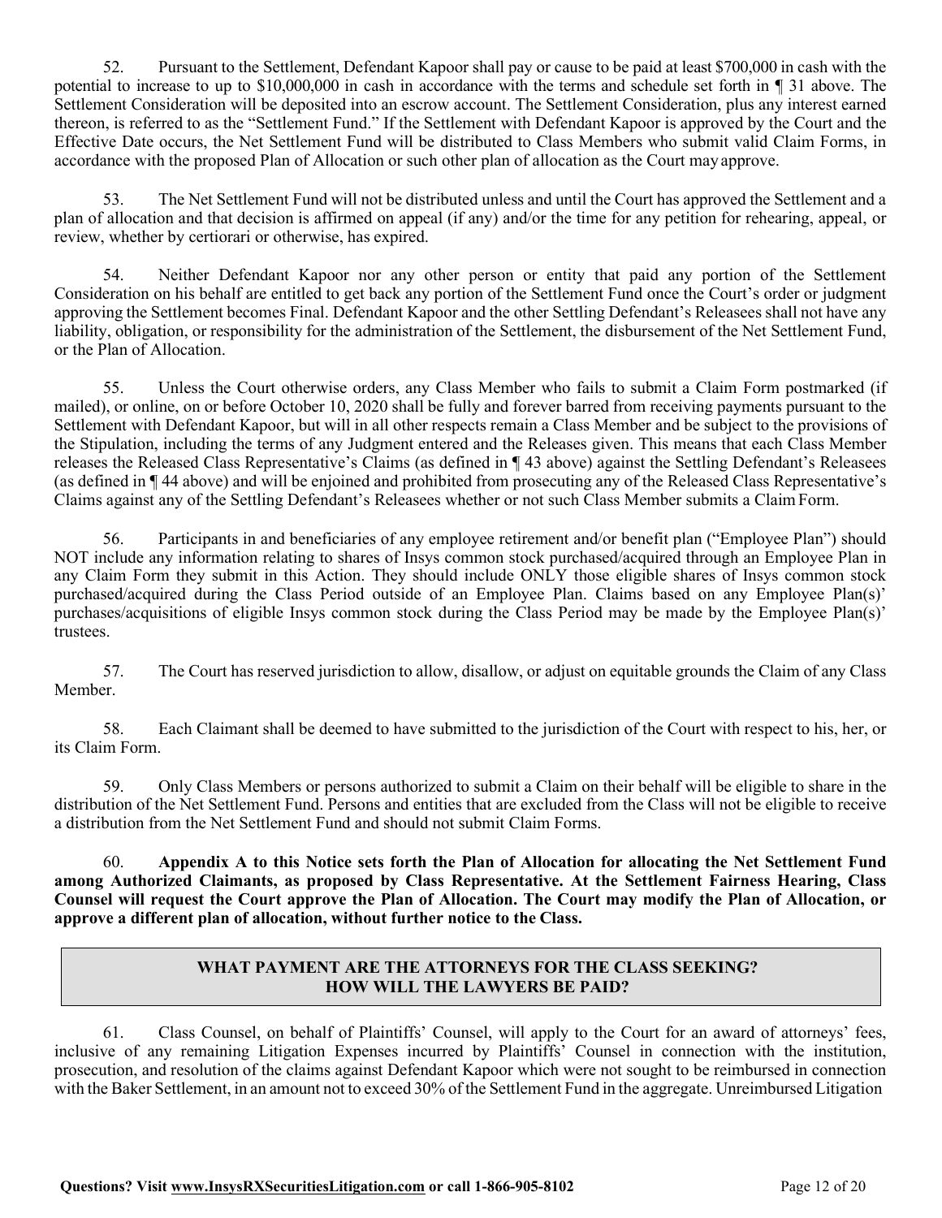52. Pursuant to the Settlement, Defendant Kapoor shall pay or cause to be paid at least $700,000 in cash with the potential to increase to up to $10,000,000 in cash in accordance with the terms and schedule set forth in ¶ 31 above. The Settlement Consideration will be deposited into an escrow account. The Settlement Consideration, plus any interest earned thereon, is referred to as the "Settlement Fund." If the Settlement with Defendant Kapoor is approved by the Court and the Effective Date occurs, the Net Settlement Fund will be distributed to Class Members who submit valid Claim Forms, in accordance with the proposed Plan of Allocation or such other plan of allocation as the Court may approve.

53. The Net Settlement Fund will not be distributed unless and until the Court has approved the Settlement and a plan of allocation and that decision is affirmed on appeal (if any) and/or the time for any petition for rehearing, appeal, or review, whether by certiorari or otherwise, has expired.

54. Neither Defendant Kapoor nor any other person or entity that paid any portion of the Settlement Consideration on his behalf are entitled to get back any portion of the Settlement Fund once the Court's order or judgment approving the Settlement becomes Final. Defendant Kapoor and the other Settling Defendant's Releasees shall not have any liability, obligation, or responsibility for the administration of the Settlement, the disbursement of the Net Settlement Fund, or the Plan of Allocation.

55. Unless the Court otherwise orders, any Class Member who fails to submit a Claim Form postmarked (if mailed), or online, on or before October 10, 2020 shall be fully and forever barred from receiving payments pursuant to the Settlement with Defendant Kapoor, but will in all other respects remain a Class Member and be subject to the provisions of the Stipulation, including the terms of any Judgment entered and the Releases given. This means that each Class Member releases the Released Class Representative's Claims (as defined in ¶ 43 above) against the Settling Defendant's Releasees (as defined in ¶ 44 above) and will be enjoined and prohibited from prosecuting any of the Released Class Representative's Claims against any of the Settling Defendant's Releasees whether or not such Class Member submits a Claim Form.

56. Participants in and beneficiaries of any employee retirement and/or benefit plan ("Employee Plan") should NOT include any information relating to shares of Insys common stock purchased/acquired through an Employee Plan in any Claim Form they submit in this Action. They should include ONLY those eligible shares of Insys common stock purchased/acquired during the Class Period outside of an Employee Plan. Claims based on any Employee Plan(s)' purchases/acquisitions of eligible Insys common stock during the Class Period may be made by the Employee Plan(s)' trustees.

57. The Court has reserved jurisdiction to allow, disallow, or adjust on equitable grounds the Claim of any Class Member.

58. Each Claimant shall be deemed to have submitted to the jurisdiction of the Court with respect to his, her, or its Claim Form.

59. Only Class Members or persons authorized to submit a Claim on their behalf will be eligible to share in the distribution of the Net Settlement Fund. Persons and entities that are excluded from the Class will not be eligible to receive a distribution from the Net Settlement Fund and should not submit Claim Forms.

60. **Appendix A to this Notice sets forth the Plan of Allocation for allocating the Net Settlement Fund among Authorized Claimants, as proposed by Class Representative. At the Settlement Fairness Hearing, Class Counsel will request the Court approve the Plan of Allocation. The Court may modify the Plan of Allocation, or approve a different plan of allocation, without further notice to the Class.**

## WHAT PAYMENT ARE THE ATTORNEYS FOR THE CLASS SEEKING? HOW WILL THE LAWYERS BE PAID?

61. Class Counsel, on behalf of Plaintiffs' Counsel, will apply to the Court for an award of attorneys' fees, inclusive of any remaining Litigation Expenses incurred by Plaintiffs' Counsel in connection with the institution, prosecution, and resolution of the claims against Defendant Kapoor which were not sought to be reimbursed in connection with the Baker Settlement, in an amount not to exceed 30% of the Settlement Fund in the aggregate. Unreimbursed Litigation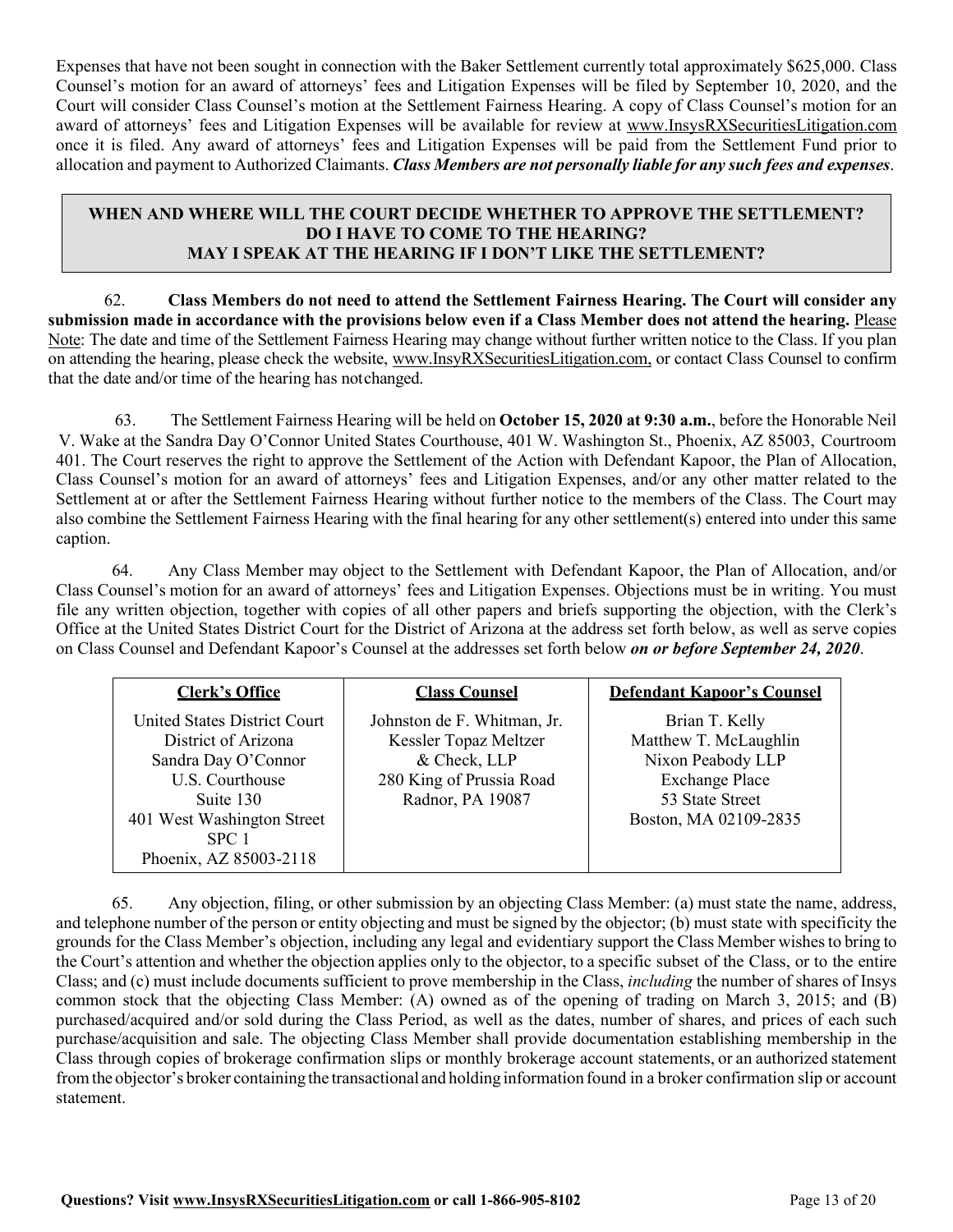Expenses that have not been sought in connection with the Baker Settlement currently total approximately $625,000. Class Counsel's motion for an award of attorneys' fees and Litigation Expenses will be filed by September 10, 2020, and the Court will consider Class Counsel's motion at the Settlement Fairness Hearing. A copy of Class Counsel's motion for an award of attorneys' fees and Litigation Expenses will be available for review at www.InsysRXSecuritiesLitigation.com once it is filed. Any award of attorneys' fees and Litigation Expenses will be paid from the Settlement Fund prior to allocation and payment to Authorized Claimants. ***Class Members are not personally liable for any such fees and expenses***.

## WHEN AND WHERE WILL THE COURT DECIDE WHETHER TO APPROVE THE SETTLEMENT? DO I HAVE TO COME TO THE HEARING? MAY I SPEAK AT THE HEARING IF I DON'T LIKE THE SETTLEMENT?

62. **Class Members do not need to attend the Settlement Fairness Hearing. The Court will consider any submission made in accordance with the provisions below even if a Class Member does not attend the hearing.** Please Note: The date and time of the Settlement Fairness Hearing may change without further written notice to the Class. If you plan on attending the hearing, please check the website, www.InsyRXSecuritiesLitigation.com, or contact Class Counsel to confirm that the date and/or time of the hearing has notchanged.

63. The Settlement Fairness Hearing will be held on **October 15, 2020 at 9:30 a.m.**, before the Honorable Neil V. Wake at the Sandra Day O'Connor United States Courthouse, 401 W. Washington St., Phoenix, AZ 85003, Courtroom 401. The Court reserves the right to approve the Settlement of the Action with Defendant Kapoor, the Plan of Allocation, Class Counsel's motion for an award of attorneys' fees and Litigation Expenses, and/or any other matter related to the Settlement at or after the Settlement Fairness Hearing without further notice to the members of the Class. The Court may also combine the Settlement Fairness Hearing with the final hearing for any other settlement(s) entered into under this same caption.

64. Any Class Member may object to the Settlement with Defendant Kapoor, the Plan of Allocation, and/or Class Counsel's motion for an award of attorneys' fees and Litigation Expenses. Objections must be in writing. You must file any written objection, together with copies of all other papers and briefs supporting the objection, with the Clerk's Office at the United States District Court for the District of Arizona at the address set forth below, as well as serve copies on Class Counsel and Defendant Kapoor's Counsel at the addresses set forth below ***on or before September 24, 2020***.

| Clerk's Office | Class Counsel | Defendant Kapoor's Counsel |
|---|---|---|
| United States District Court<br>District of Arizona<br>Sandra Day O'Connor<br>U.S. Courthouse<br>Suite 130<br>401 West Washington Street<br>SPC 1<br>Phoenix, AZ 85003-2118 | Johnston de F. Whitman, Jr.<br>Kessler Topaz Meltzer<br>& Check, LLP<br>280 King of Prussia Road<br>Radnor, PA 19087 | Brian T. Kelly<br>Matthew T. McLaughlin<br>Nixon Peabody LLP<br>Exchange Place<br>53 State Street<br>Boston, MA 02109-2835 |

65. Any objection, filing, or other submission by an objecting Class Member: (a) must state the name, address, and telephone number of the person or entity objecting and must be signed by the objector; (b) must state with specificity the grounds for the Class Member's objection, including any legal and evidentiary support the Class Member wishes to bring to the Court's attention and whether the objection applies only to the objector, to a specific subset of the Class, or to the entire Class; and (c) must include documents sufficient to prove membership in the Class, *including* the number of shares of Insys common stock that the objecting Class Member: (A) owned as of the opening of trading on March 3, 2015; and (B) purchased/acquired and/or sold during the Class Period, as well as the dates, number of shares, and prices of each such purchase/acquisition and sale. The objecting Class Member shall provide documentation establishing membership in the Class through copies of brokerage confirmation slips or monthly brokerage account statements, or an authorized statement from the objector's broker containing the transactional and holding information found in a broker confirmation slip or account statement.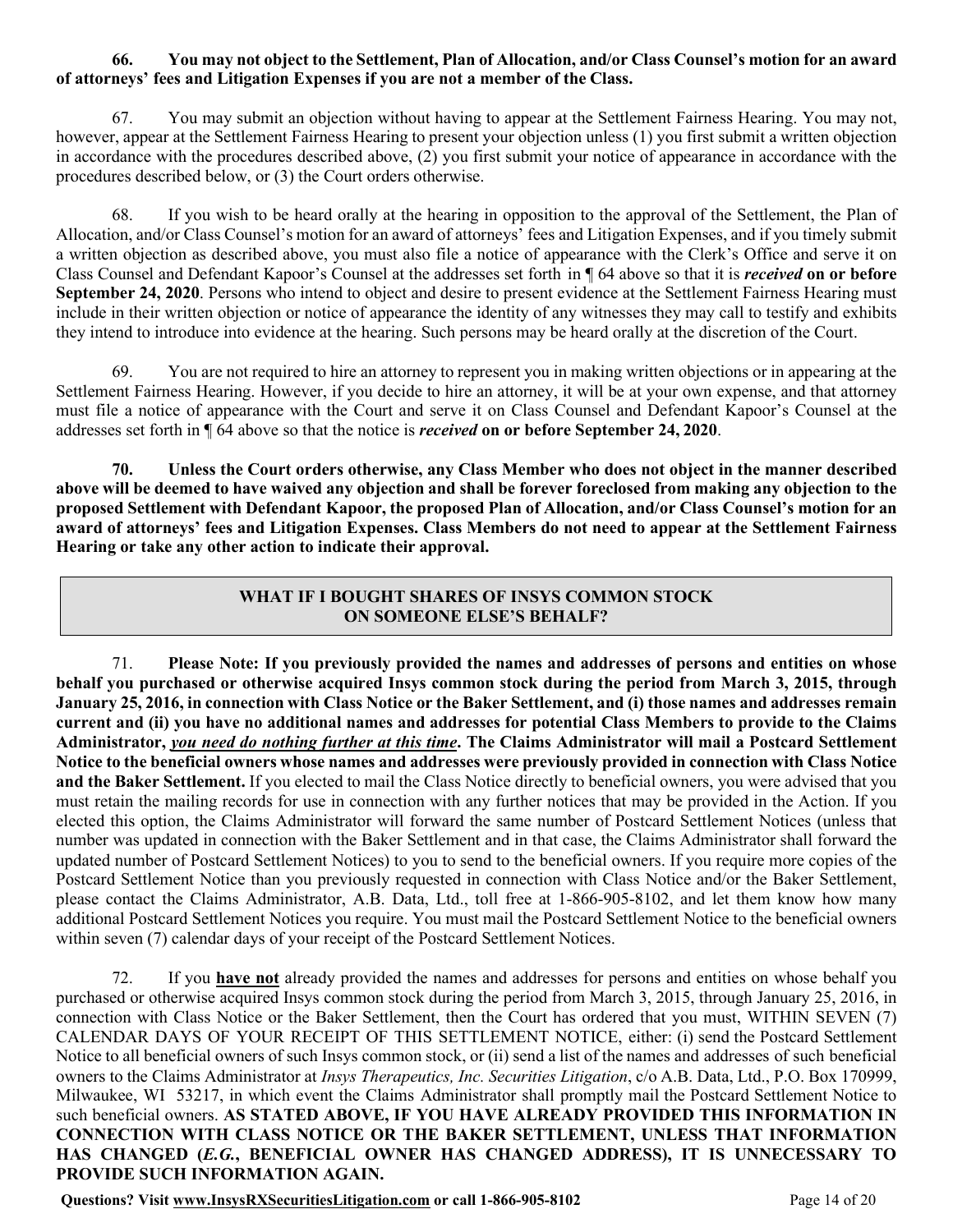**66. You may not object to the Settlement, Plan of Allocation, and/or Class Counsel's motion for an award of attorneys' fees and Litigation Expenses if you are not a member of the Class.**

67. You may submit an objection without having to appear at the Settlement Fairness Hearing. You may not, however, appear at the Settlement Fairness Hearing to present your objection unless (1) you first submit a written objection in accordance with the procedures described above, (2) you first submit your notice of appearance in accordance with the procedures described below, or (3) the Court orders otherwise.

68. If you wish to be heard orally at the hearing in opposition to the approval of the Settlement, the Plan of Allocation, and/or Class Counsel's motion for an award of attorneys' fees and Litigation Expenses, and if you timely submit a written objection as described above, you must also file a notice of appearance with the Clerk's Office and serve it on Class Counsel and Defendant Kapoor's Counsel at the addresses set forth in ¶ 64 above so that it is ***received*** **on or before September 24, 2020**. Persons who intend to object and desire to present evidence at the Settlement Fairness Hearing must include in their written objection or notice of appearance the identity of any witnesses they may call to testify and exhibits they intend to introduce into evidence at the hearing. Such persons may be heard orally at the discretion of the Court.

69. You are not required to hire an attorney to represent you in making written objections or in appearing at the Settlement Fairness Hearing. However, if you decide to hire an attorney, it will be at your own expense, and that attorney must file a notice of appearance with the Court and serve it on Class Counsel and Defendant Kapoor's Counsel at the addresses set forth in ¶ 64 above so that the notice is ***received*** **on or before September 24, 2020**.

**70. Unless the Court orders otherwise, any Class Member who does not object in the manner described above will be deemed to have waived any objection and shall be forever foreclosed from making any objection to the proposed Settlement with Defendant Kapoor, the proposed Plan of Allocation, and/or Class Counsel's motion for an award of attorneys' fees and Litigation Expenses. Class Members do not need to appear at the Settlement Fairness Hearing or take any other action to indicate their approval.**

## WHAT IF I BOUGHT SHARES OF INSYS COMMON STOCK ON SOMEONE ELSE'S BEHALF?

71. **Please Note: If you previously provided the names and addresses of persons and entities on whose behalf you purchased or otherwise acquired Insys common stock during the period from March 3, 2015, through January 25, 2016, in connection with Class Notice or the Baker Settlement, and (i) those names and addresses remain current and (ii) you have no additional names and addresses for potential Class Members to provide to the Claims Administrator, *<u>you need do nothing further at this time</u>*. The Claims Administrator will mail a Postcard Settlement Notice to the beneficial owners whose names and addresses were previously provided in connection with Class Notice and the Baker Settlement.** If you elected to mail the Class Notice directly to beneficial owners, you were advised that you must retain the mailing records for use in connection with any further notices that may be provided in the Action. If you elected this option, the Claims Administrator will forward the same number of Postcard Settlement Notices (unless that number was updated in connection with the Baker Settlement and in that case, the Claims Administrator shall forward the updated number of Postcard Settlement Notices) to you to send to the beneficial owners. If you require more copies of the Postcard Settlement Notice than you previously requested in connection with Class Notice and/or the Baker Settlement, please contact the Claims Administrator, A.B. Data, Ltd., toll free at 1-866-905-8102, and let them know how many additional Postcard Settlement Notices you require. You must mail the Postcard Settlement Notice to the beneficial owners within seven (7) calendar days of your receipt of the Postcard Settlement Notices.

72. If you **<u>have not</u>** already provided the names and addresses for persons and entities on whose behalf you purchased or otherwise acquired Insys common stock during the period from March 3, 2015, through January 25, 2016, in connection with Class Notice or the Baker Settlement, then the Court has ordered that you must, WITHIN SEVEN (7) CALENDAR DAYS OF YOUR RECEIPT OF THIS SETTLEMENT NOTICE, either: (i) send the Postcard Settlement Notice to all beneficial owners of such Insys common stock, or (ii) send a list of the names and addresses of such beneficial owners to the Claims Administrator at *Insys Therapeutics, Inc. Securities Litigation*, c/o A.B. Data, Ltd., P.O. Box 170999, Milwaukee, WI 53217, in which event the Claims Administrator shall promptly mail the Postcard Settlement Notice to such beneficial owners. **AS STATED ABOVE, IF YOU HAVE ALREADY PROVIDED THIS INFORMATION IN CONNECTION WITH CLASS NOTICE OR THE BAKER SETTLEMENT, UNLESS THAT INFORMATION HAS CHANGED (*E.G.*, BENEFICIAL OWNER HAS CHANGED ADDRESS), IT IS UNNECESSARY TO PROVIDE SUCH INFORMATION AGAIN.**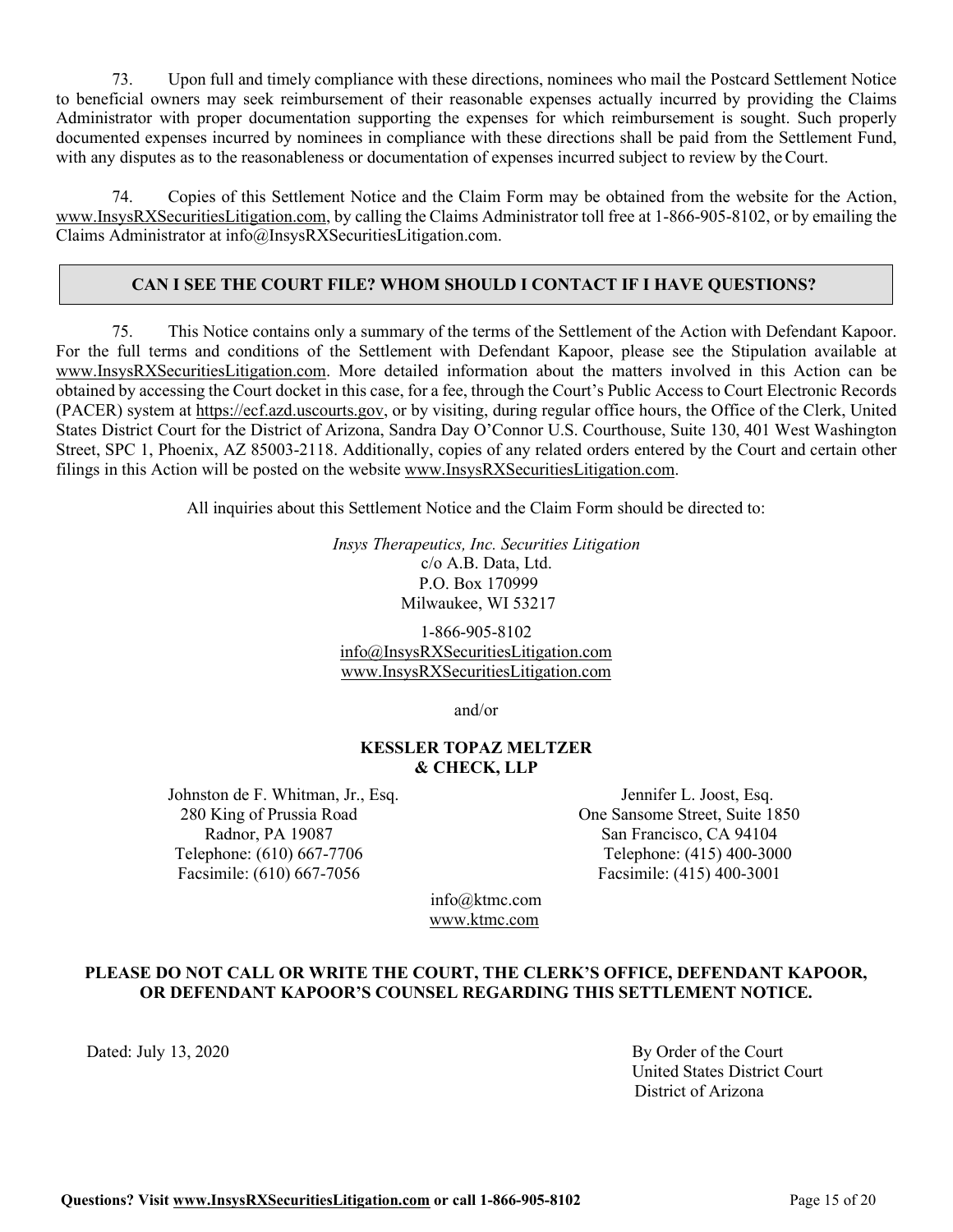73. Upon full and timely compliance with these directions, nominees who mail the Postcard Settlement Notice to beneficial owners may seek reimbursement of their reasonable expenses actually incurred by providing the Claims Administrator with proper documentation supporting the expenses for which reimbursement is sought. Such properly documented expenses incurred by nominees in compliance with these directions shall be paid from the Settlement Fund, with any disputes as to the reasonableness or documentation of expenses incurred subject to review by the Court.

74. Copies of this Settlement Notice and the Claim Form may be obtained from the website for the Action, www.InsysRXSecuritiesLitigation.com, by calling the Claims Administrator toll free at 1-866-905-8102, or by emailing the Claims Administrator at info@InsysRXSecuritiesLitigation.com.

## CAN I SEE THE COURT FILE? WHOM SHOULD I CONTACT IF I HAVE QUESTIONS?

75. This Notice contains only a summary of the terms of the Settlement of the Action with Defendant Kapoor. For the full terms and conditions of the Settlement with Defendant Kapoor, please see the Stipulation available at www.InsysRXSecuritiesLitigation.com. More detailed information about the matters involved in this Action can be obtained by accessing the Court docket in this case, for a fee, through the Court's Public Access to Court Electronic Records (PACER) system at https://ecf.azd.uscourts.gov, or by visiting, during regular office hours, the Office of the Clerk, United States District Court for the District of Arizona, Sandra Day O'Connor U.S. Courthouse, Suite 130, 401 West Washington Street, SPC 1, Phoenix, AZ 85003-2118. Additionally, copies of any related orders entered by the Court and certain other filings in this Action will be posted on the website www.InsysRXSecuritiesLitigation.com.

All inquiries about this Settlement Notice and the Claim Form should be directed to:

*Insys Therapeutics, Inc. Securities Litigation*
c/o A.B. Data, Ltd.
P.O. Box 170999
Milwaukee, WI 53217

1-866-905-8102
info@InsysRXSecuritiesLitigation.com
www.InsysRXSecuritiesLitigation.com

and/or

**KESSLER TOPAZ MELTZER & CHECK, LLP**

Johnston de F. Whitman, Jr., Esq.
280 King of Prussia Road
Radnor, PA 19087
Telephone: (610) 667-7706
Facsimile: (610) 667-7056

Jennifer L. Joost, Esq.
One Sansome Street, Suite 1850
San Francisco, CA 94104
Telephone: (415) 400-3000
Facsimile: (415) 400-3001

info@ktmc.com
www.ktmc.com

**PLEASE DO NOT CALL OR WRITE THE COURT, THE CLERK'S OFFICE, DEFENDANT KAPOOR, OR DEFENDANT KAPOOR'S COUNSEL REGARDING THIS SETTLEMENT NOTICE.**

Dated: July 13, 2020

By Order of the Court
United States District Court
District of Arizona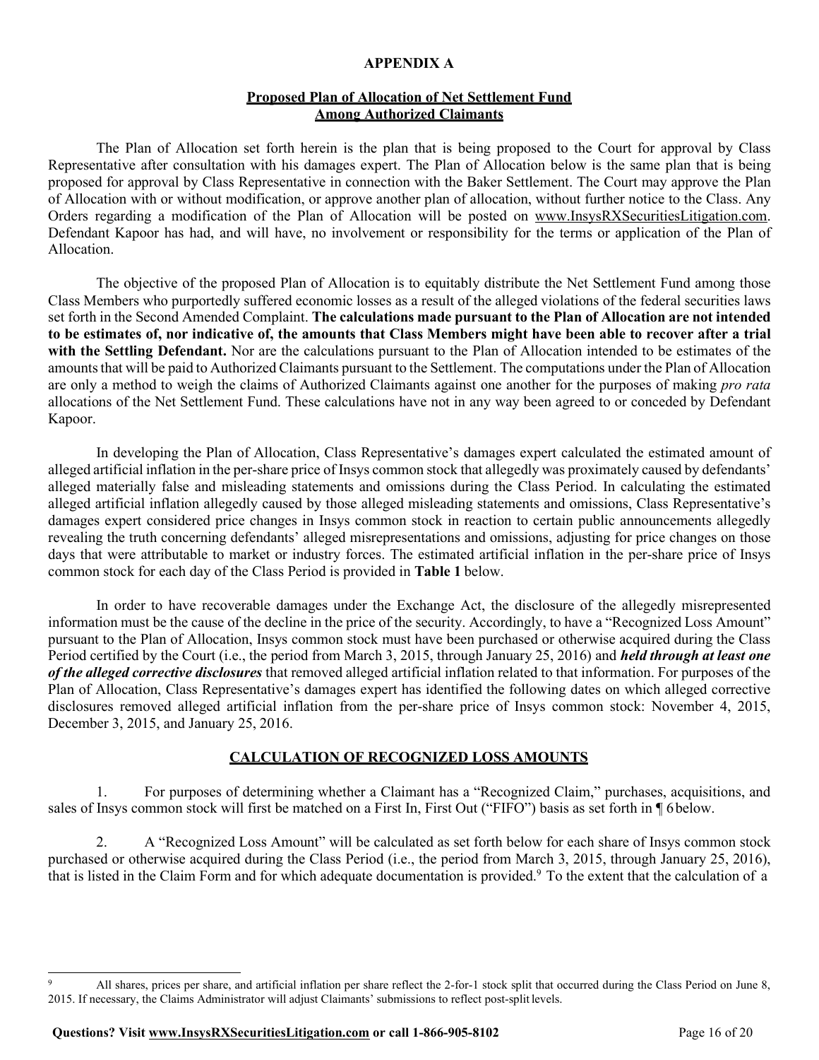## APPENDIX A

### Proposed Plan of Allocation of Net Settlement Fund Among Authorized Claimants

The Plan of Allocation set forth herein is the plan that is being proposed to the Court for approval by Class Representative after consultation with his damages expert. The Plan of Allocation below is the same plan that is being proposed for approval by Class Representative in connection with the Baker Settlement. The Court may approve the Plan of Allocation with or without modification, or approve another plan of allocation, without further notice to the Class. Any Orders regarding a modification of the Plan of Allocation will be posted on www.InsysRXSecuritiesLitigation.com. Defendant Kapoor has had, and will have, no involvement or responsibility for the terms or application of the Plan of Allocation.

The objective of the proposed Plan of Allocation is to equitably distribute the Net Settlement Fund among those Class Members who purportedly suffered economic losses as a result of the alleged violations of the federal securities laws set forth in the Second Amended Complaint. **The calculations made pursuant to the Plan of Allocation are not intended to be estimates of, nor indicative of, the amounts that Class Members might have been able to recover after a trial with the Settling Defendant.** Nor are the calculations pursuant to the Plan of Allocation intended to be estimates of the amounts that will be paid to Authorized Claimants pursuant to the Settlement. The computations under the Plan of Allocation are only a method to weigh the claims of Authorized Claimants against one another for the purposes of making *pro rata* allocations of the Net Settlement Fund. These calculations have not in any way been agreed to or conceded by Defendant Kapoor.

In developing the Plan of Allocation, Class Representative's damages expert calculated the estimated amount of alleged artificial inflation in the per-share price of Insys common stock that allegedly was proximately caused by defendants' alleged materially false and misleading statements and omissions during the Class Period. In calculating the estimated alleged artificial inflation allegedly caused by those alleged misleading statements and omissions, Class Representative's damages expert considered price changes in Insys common stock in reaction to certain public announcements allegedly revealing the truth concerning defendants' alleged misrepresentations and omissions, adjusting for price changes on those days that were attributable to market or industry forces. The estimated artificial inflation in the per-share price of Insys common stock for each day of the Class Period is provided in **Table 1** below.

In order to have recoverable damages under the Exchange Act, the disclosure of the allegedly misrepresented information must be the cause of the decline in the price of the security. Accordingly, to have a "Recognized Loss Amount" pursuant to the Plan of Allocation, Insys common stock must have been purchased or otherwise acquired during the Class Period certified by the Court (i.e., the period from March 3, 2015, through January 25, 2016) and ***held through at least one of the alleged corrective disclosures*** that removed alleged artificial inflation related to that information. For purposes of the Plan of Allocation, Class Representative's damages expert has identified the following dates on which alleged corrective disclosures removed alleged artificial inflation from the per-share price of Insys common stock: November 4, 2015, December 3, 2015, and January 25, 2016.

### CALCULATION OF RECOGNIZED LOSS AMOUNTS

1. For purposes of determining whether a Claimant has a "Recognized Claim," purchases, acquisitions, and sales of Insys common stock will first be matched on a First In, First Out ("FIFO") basis as set forth in ¶ 6 below.

2. A "Recognized Loss Amount" will be calculated as set forth below for each share of Insys common stock purchased or otherwise acquired during the Class Period (i.e., the period from March 3, 2015, through January 25, 2016), that is listed in the Claim Form and for which adequate documentation is provided.[9] To the extent that the calculation of a

[9] All shares, prices per share, and artificial inflation per share reflect the 2-for-1 stock split that occurred during the Class Period on June 8, 2015. If necessary, the Claims Administrator will adjust Claimants' submissions to reflect post-split levels.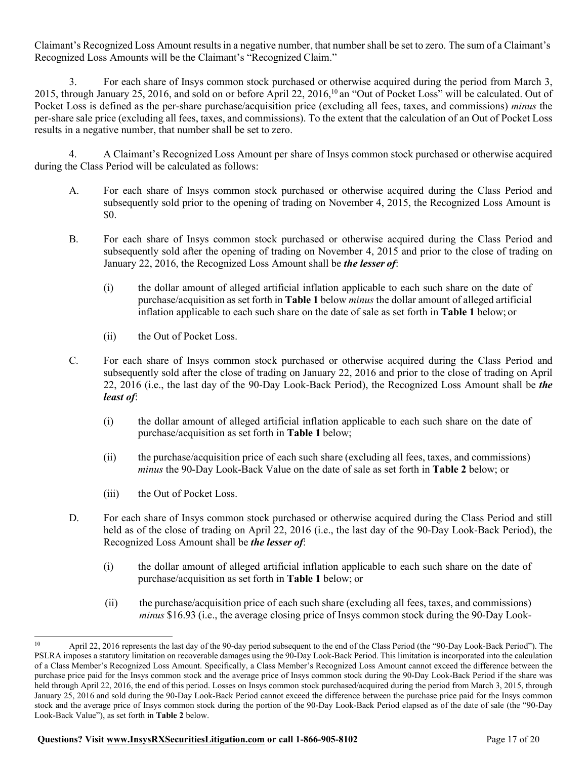Claimant's Recognized Loss Amount results in a negative number, that number shall be set to zero. The sum of a Claimant's Recognized Loss Amounts will be the Claimant's "Recognized Claim."

3. For each share of Insys common stock purchased or otherwise acquired during the period from March 3, 2015, through January 25, 2016, and sold on or before April 22, 2016,[10] an "Out of Pocket Loss" will be calculated. Out of Pocket Loss is defined as the per-share purchase/acquisition price (excluding all fees, taxes, and commissions) *minus* the per-share sale price (excluding all fees, taxes, and commissions). To the extent that the calculation of an Out of Pocket Loss results in a negative number, that number shall be set to zero.

4. A Claimant's Recognized Loss Amount per share of Insys common stock purchased or otherwise acquired during the Class Period will be calculated as follows:

A. For each share of Insys common stock purchased or otherwise acquired during the Class Period and subsequently sold prior to the opening of trading on November 4, 2015, the Recognized Loss Amount is $0.

B. For each share of Insys common stock purchased or otherwise acquired during the Class Period and subsequently sold after the opening of trading on November 4, 2015 and prior to the close of trading on January 22, 2016, the Recognized Loss Amount shall be ***the lesser of***:

(i) the dollar amount of alleged artificial inflation applicable to each such share on the date of purchase/acquisition as set forth in **Table 1** below *minus* the dollar amount of alleged artificial inflation applicable to each such share on the date of sale as set forth in **Table 1** below; or

(ii) the Out of Pocket Loss.

C. For each share of Insys common stock purchased or otherwise acquired during the Class Period and subsequently sold after the close of trading on January 22, 2016 and prior to the close of trading on April 22, 2016 (i.e., the last day of the 90-Day Look-Back Period), the Recognized Loss Amount shall be ***the least of***:

(i) the dollar amount of alleged artificial inflation applicable to each such share on the date of purchase/acquisition as set forth in **Table 1** below;

(ii) the purchase/acquisition price of each such share (excluding all fees, taxes, and commissions) *minus* the 90-Day Look-Back Value on the date of sale as set forth in **Table 2** below; or

(iii) the Out of Pocket Loss.

D. For each share of Insys common stock purchased or otherwise acquired during the Class Period and still held as of the close of trading on April 22, 2016 (i.e., the last day of the 90-Day Look-Back Period), the Recognized Loss Amount shall be ***the lesser of***:

(i) the dollar amount of alleged artificial inflation applicable to each such share on the date of purchase/acquisition as set forth in **Table 1** below; or

(ii) the purchase/acquisition price of each such share (excluding all fees, taxes, and commissions) *minus* $16.93 (i.e., the average closing price of Insys common stock during the 90-Day Look-

---

[10] April 22, 2016 represents the last day of the 90-day period subsequent to the end of the Class Period (the "90-Day Look-Back Period"). The PSLRA imposes a statutory limitation on recoverable damages using the 90-Day Look-Back Period. This limitation is incorporated into the calculation of a Class Member's Recognized Loss Amount. Specifically, a Class Member's Recognized Loss Amount cannot exceed the difference between the purchase price paid for the Insys common stock and the average price of Insys common stock during the 90-Day Look-Back Period if the share was held through April 22, 2016, the end of this period. Losses on Insys common stock purchased/acquired during the period from March 3, 2015, through January 25, 2016 and sold during the 90-Day Look-Back Period cannot exceed the difference between the purchase price paid for the Insys common stock and the average price of Insys common stock during the portion of the 90-Day Look-Back Period elapsed as of the date of sale (the "90-Day Look-Back Value"), as set forth in **Table 2** below.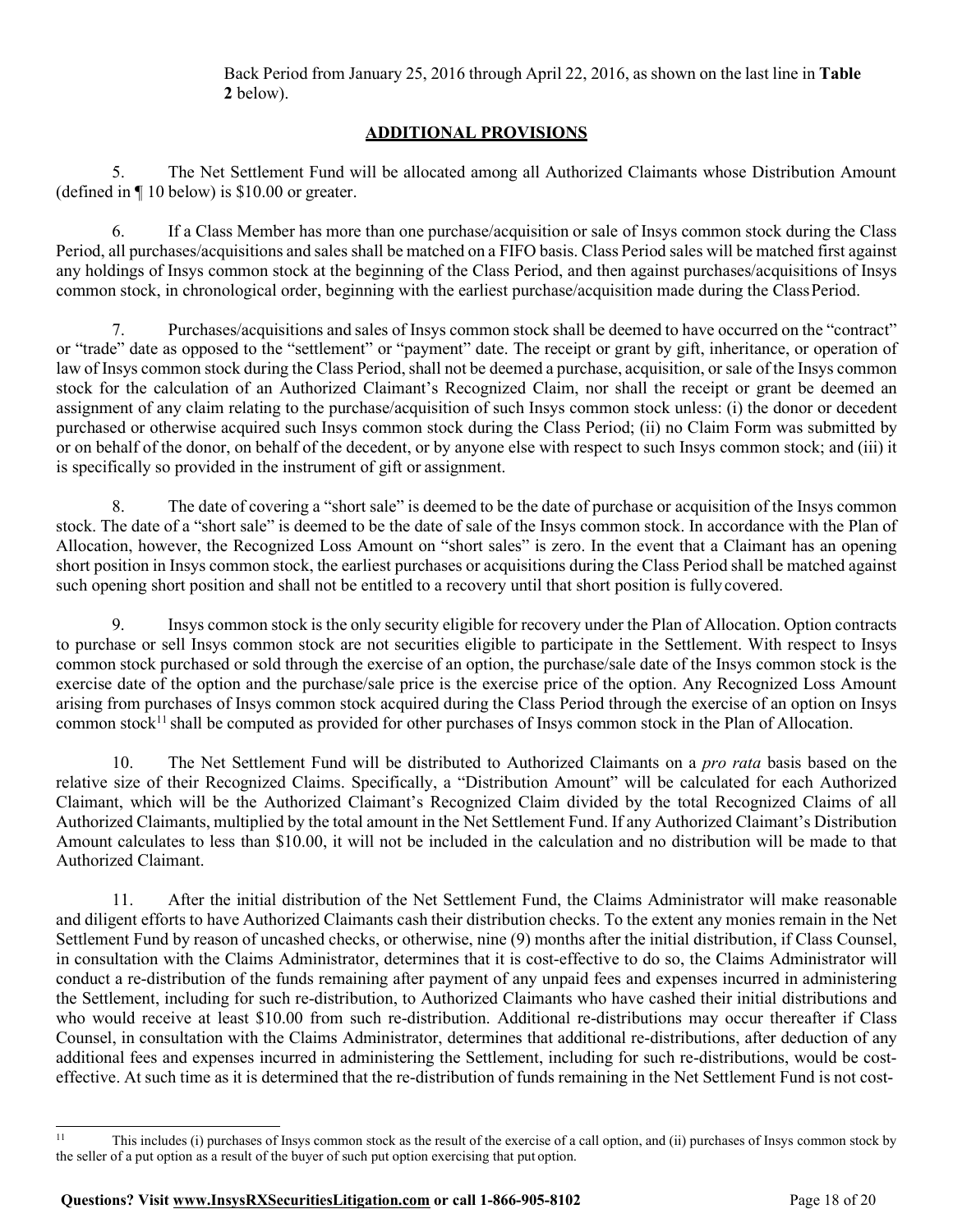Back Period from January 25, 2016 through April 22, 2016, as shown on the last line in **Table 2** below).

## ADDITIONAL PROVISIONS

5. The Net Settlement Fund will be allocated among all Authorized Claimants whose Distribution Amount (defined in ¶ 10 below) is $10.00 or greater.

6. If a Class Member has more than one purchase/acquisition or sale of Insys common stock during the Class Period, all purchases/acquisitions and sales shall be matched on a FIFO basis. Class Period sales will be matched first against any holdings of Insys common stock at the beginning of the Class Period, and then against purchases/acquisitions of Insys common stock, in chronological order, beginning with the earliest purchase/acquisition made during the Class Period.

7. Purchases/acquisitions and sales of Insys common stock shall be deemed to have occurred on the "contract" or "trade" date as opposed to the "settlement" or "payment" date. The receipt or grant by gift, inheritance, or operation of law of Insys common stock during the Class Period, shall not be deemed a purchase, acquisition, or sale of the Insys common stock for the calculation of an Authorized Claimant's Recognized Claim, nor shall the receipt or grant be deemed an assignment of any claim relating to the purchase/acquisition of such Insys common stock unless: (i) the donor or decedent purchased or otherwise acquired such Insys common stock during the Class Period; (ii) no Claim Form was submitted by or on behalf of the donor, on behalf of the decedent, or by anyone else with respect to such Insys common stock; and (iii) it is specifically so provided in the instrument of gift or assignment.

8. The date of covering a "short sale" is deemed to be the date of purchase or acquisition of the Insys common stock. The date of a "short sale" is deemed to be the date of sale of the Insys common stock. In accordance with the Plan of Allocation, however, the Recognized Loss Amount on "short sales" is zero. In the event that a Claimant has an opening short position in Insys common stock, the earliest purchases or acquisitions during the Class Period shall be matched against such opening short position and shall not be entitled to a recovery until that short position is fully covered.

9. Insys common stock is the only security eligible for recovery under the Plan of Allocation. Option contracts to purchase or sell Insys common stock are not securities eligible to participate in the Settlement. With respect to Insys common stock purchased or sold through the exercise of an option, the purchase/sale date of the Insys common stock is the exercise date of the option and the purchase/sale price is the exercise price of the option. Any Recognized Loss Amount arising from purchases of Insys common stock acquired during the Class Period through the exercise of an option on Insys common stock[11] shall be computed as provided for other purchases of Insys common stock in the Plan of Allocation.

10. The Net Settlement Fund will be distributed to Authorized Claimants on a *pro rata* basis based on the relative size of their Recognized Claims. Specifically, a "Distribution Amount" will be calculated for each Authorized Claimant, which will be the Authorized Claimant's Recognized Claim divided by the total Recognized Claims of all Authorized Claimants, multiplied by the total amount in the Net Settlement Fund. If any Authorized Claimant's Distribution Amount calculates to less than $10.00, it will not be included in the calculation and no distribution will be made to that Authorized Claimant.

11. After the initial distribution of the Net Settlement Fund, the Claims Administrator will make reasonable and diligent efforts to have Authorized Claimants cash their distribution checks. To the extent any monies remain in the Net Settlement Fund by reason of uncashed checks, or otherwise, nine (9) months after the initial distribution, if Class Counsel, in consultation with the Claims Administrator, determines that it is cost-effective to do so, the Claims Administrator will conduct a re-distribution of the funds remaining after payment of any unpaid fees and expenses incurred in administering the Settlement, including for such re-distribution, to Authorized Claimants who have cashed their initial distributions and who would receive at least $10.00 from such re-distribution. Additional re-distributions may occur thereafter if Class Counsel, in consultation with the Claims Administrator, determines that additional re-distributions, after deduction of any additional fees and expenses incurred in administering the Settlement, including for such re-distributions, would be cost-effective. At such time as it is determined that the re-distribution of funds remaining in the Net Settlement Fund is not cost-

[11] This includes (i) purchases of Insys common stock as the result of the exercise of a call option, and (ii) purchases of Insys common stock by the seller of a put option as a result of the buyer of such put option exercising that put option.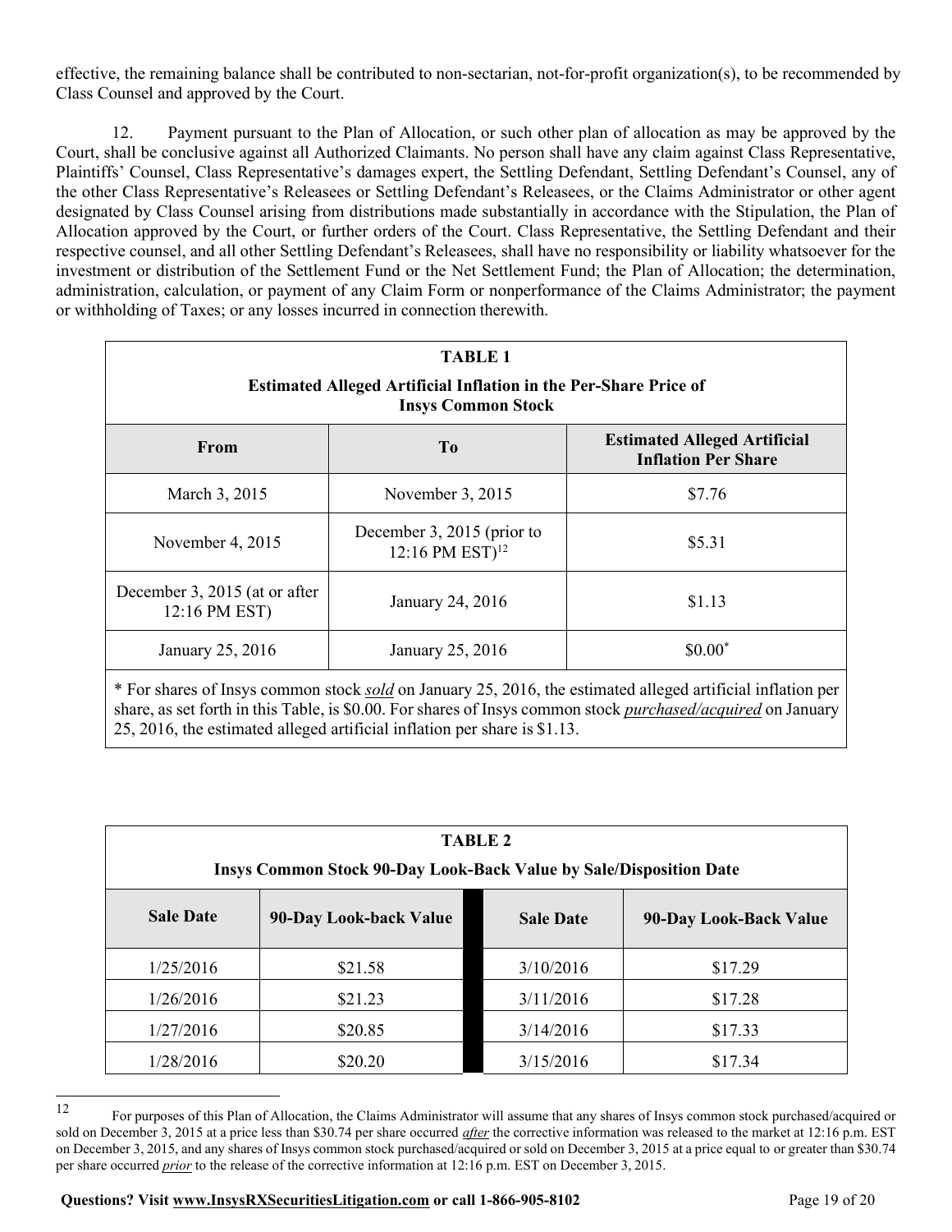effective, the remaining balance shall be contributed to non-sectarian, not-for-profit organization(s), to be recommended by Class Counsel and approved by the Court.

12. Payment pursuant to the Plan of Allocation, or such other plan of allocation as may be approved by the Court, shall be conclusive against all Authorized Claimants. No person shall have any claim against Class Representative, Plaintiffs' Counsel, Class Representative's damages expert, the Settling Defendant, Settling Defendant's Counsel, any of the other Class Representative's Releasees or Settling Defendant's Releasees, or the Claims Administrator or other agent designated by Class Counsel arising from distributions made substantially in accordance with the Stipulation, the Plan of Allocation approved by the Court, or further orders of the Court. Class Representative, the Settling Defendant and their respective counsel, and all other Settling Defendant's Releasees, shall have no responsibility or liability whatsoever for the investment or distribution of the Settlement Fund or the Net Settlement Fund; the Plan of Allocation; the determination, administration, calculation, or payment of any Claim Form or nonperformance of the Claims Administrator; the payment or withholding of Taxes; or any losses incurred in connection therewith.

**TABLE 1**

**Estimated Alleged Artificial Inflation in the Per-Share Price of Insys Common Stock**

| From | To | Estimated Alleged Artificial Inflation Per Share |
|---|---|---|
| March 3, 2015 | November 3, 2015 | $7.76 |
| November 4, 2015 | December 3, 2015 (prior to 12:16 PM EST)[12] | $5.31 |
| December 3, 2015 (at or after 12:16 PM EST) | January 24, 2016 | $1.13 |
| January 25, 2016 | January 25, 2016 | $0.00* |

\* For shares of Insys common stock ***sold*** on January 25, 2016, the estimated alleged artificial inflation per share, as set forth in this Table, is $0.00. For shares of Insys common stock ***purchased/acquired*** on January 25, 2016, the estimated alleged artificial inflation per share is $1.13.

**TABLE 2**

**Insys Common Stock 90-Day Look-Back Value by Sale/Disposition Date**

| Sale Date | 90-Day Look-back Value | Sale Date | 90-Day Look-Back Value |
|---|---|---|---|
| 1/25/2016 | $21.58 | 3/10/2016 | $17.29 |
| 1/26/2016 | $21.23 | 3/11/2016 | $17.28 |
| 1/27/2016 | $20.85 | 3/14/2016 | $17.33 |
| 1/28/2016 | $20.20 | 3/15/2016 | $17.34 |

[12] For purposes of this Plan of Allocation, the Claims Administrator will assume that any shares of Insys common stock purchased/acquired or sold on December 3, 2015 at a price less than $30.74 per share occurred ***after*** the corrective information was released to the market at 12:16 p.m. EST on December 3, 2015, and any shares of Insys common stock purchased/acquired or sold on December 3, 2015 at a price equal to or greater than $30.74 per share occurred ***prior*** to the release of the corrective information at 12:16 p.m. EST on December 3, 2015.

**Questions? Visit www.InsysRXSecuritiesLitigation.com or call 1-866-905-8102**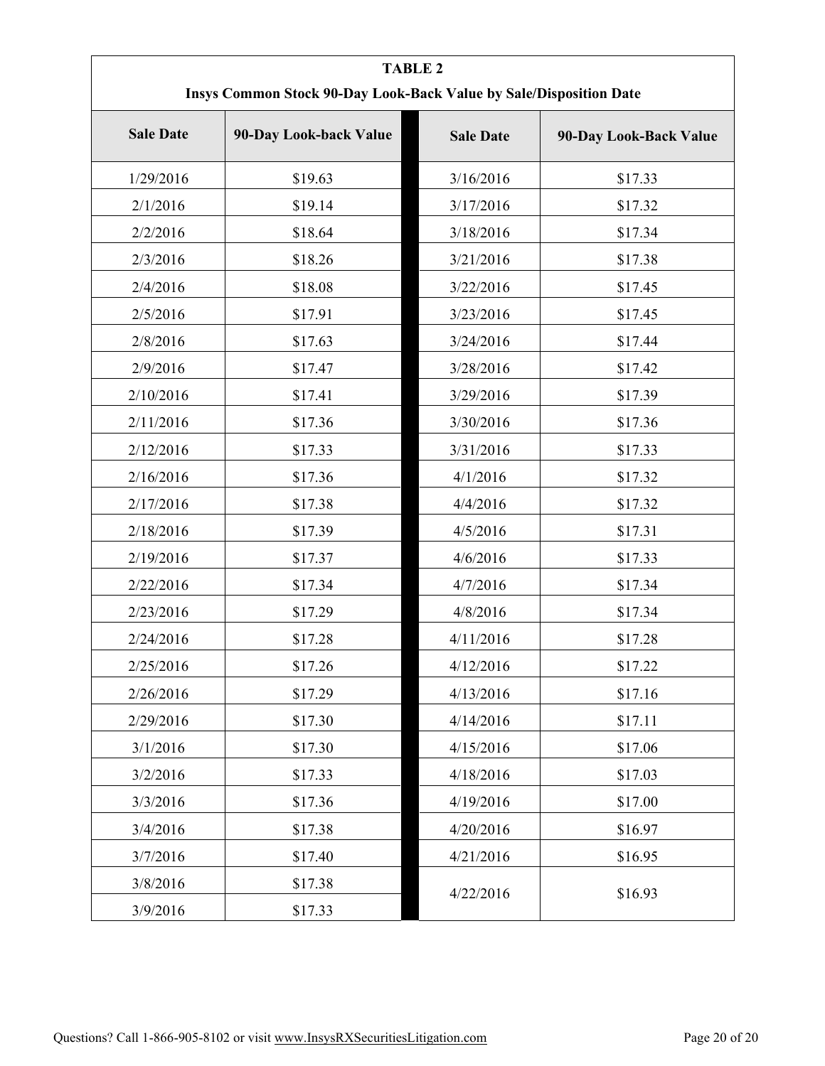**TABLE 2**

**Insys Common Stock 90-Day Look-Back Value by Sale/Disposition Date**

| Sale Date | 90-Day Look-back Value | Sale Date | 90-Day Look-Back Value |
|---|---|---|---|
| 1/29/2016 | $19.63 | 3/16/2016 | $17.33 |
| 2/1/2016 | $19.14 | 3/17/2016 | $17.32 |
| 2/2/2016 | $18.64 | 3/18/2016 | $17.34 |
| 2/3/2016 | $18.26 | 3/21/2016 | $17.38 |
| 2/4/2016 | $18.08 | 3/22/2016 | $17.45 |
| 2/5/2016 | $17.91 | 3/23/2016 | $17.45 |
| 2/8/2016 | $17.63 | 3/24/2016 | $17.44 |
| 2/9/2016 | $17.47 | 3/28/2016 | $17.42 |
| 2/10/2016 | $17.41 | 3/29/2016 | $17.39 |
| 2/11/2016 | $17.36 | 3/30/2016 | $17.36 |
| 2/12/2016 | $17.33 | 3/31/2016 | $17.33 |
| 2/16/2016 | $17.36 | 4/1/2016 | $17.32 |
| 2/17/2016 | $17.38 | 4/4/2016 | $17.32 |
| 2/18/2016 | $17.39 | 4/5/2016 | $17.31 |
| 2/19/2016 | $17.37 | 4/6/2016 | $17.33 |
| 2/22/2016 | $17.34 | 4/7/2016 | $17.34 |
| 2/23/2016 | $17.29 | 4/8/2016 | $17.34 |
| 2/24/2016 | $17.28 | 4/11/2016 | $17.28 |
| 2/25/2016 | $17.26 | 4/12/2016 | $17.22 |
| 2/26/2016 | $17.29 | 4/13/2016 | $17.16 |
| 2/29/2016 | $17.30 | 4/14/2016 | $17.11 |
| 3/1/2016 | $17.30 | 4/15/2016 | $17.06 |
| 3/2/2016 | $17.33 | 4/18/2016 | $17.03 |
| 3/3/2016 | $17.36 | 4/19/2016 | $17.00 |
| 3/4/2016 | $17.38 | 4/20/2016 | $16.97 |
| 3/7/2016 | $17.40 | 4/21/2016 | $16.95 |
| 3/8/2016 | $17.38 | 4/22/2016 | $16.93 |
| 3/9/2016 | $17.33 | | |

Questions? Call 1-866-905-8102 or visit www.InsysRXSecuritiesLitigation.com